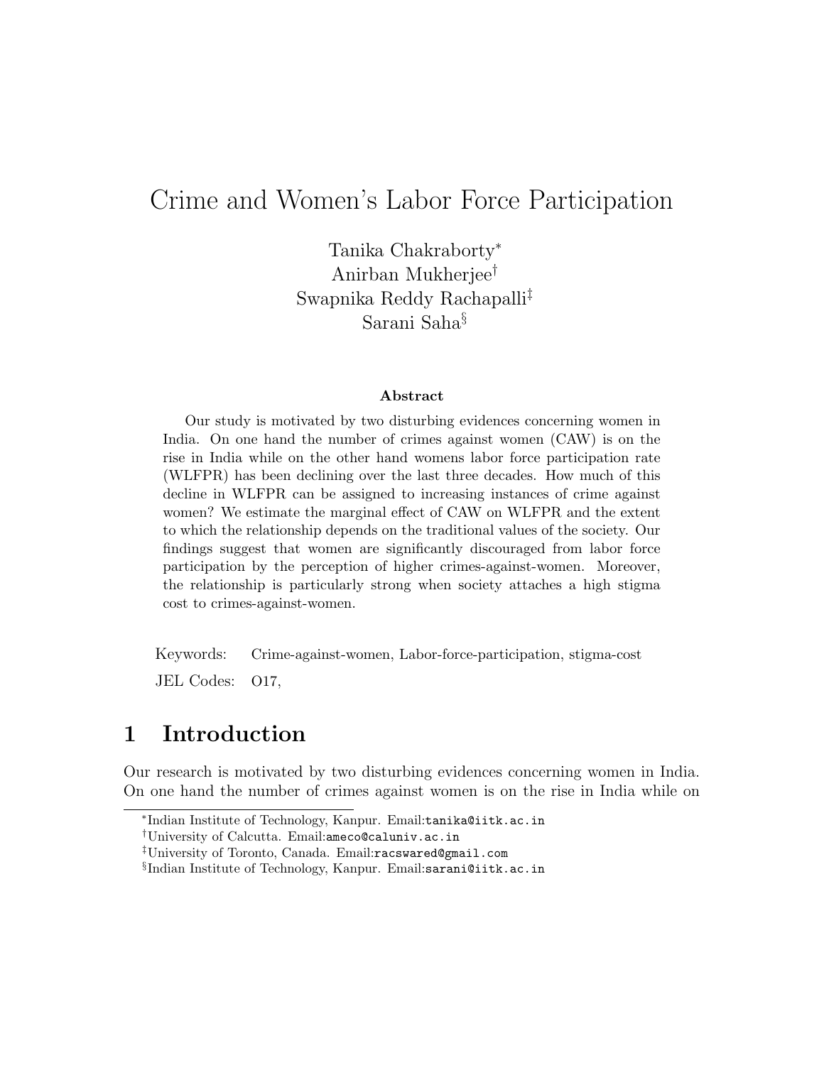# Crime and Women's Labor Force Participation

Tanika Chakraborty[*]
Anirban Mukherjee[†]
Swapnika Reddy Rachapalli[‡]
Sarani Saha[§]

**Abstract**

Our study is motivated by two disturbing evidences concerning women in India. On one hand the number of crimes against women (CAW) is on the rise in India while on the other hand womens labor force participation rate (WLFPR) has been declining over the last three decades. How much of this decline in WLFPR can be assigned to increasing instances of crime against women? We estimate the marginal effect of CAW on WLFPR and the extent to which the relationship depends on the traditional values of the society. Our findings suggest that women are significantly discouraged from labor force participation by the perception of higher crimes-against-women. Moreover, the relationship is particularly strong when society attaches a high stigma cost to crimes-against-women.

Keywords: Crime-against-women, Labor-force-participation, stigma-cost

JEL Codes: O17,

## 1 Introduction

Our research is motivated by two disturbing evidences concerning women in India. On one hand the number of crimes against women is on the rise in India while on

[*] Indian Institute of Technology, Kanpur. Email: tanika@iitk.ac.in
[†] University of Calcutta. Email: ameco@caluniv.ac.in
[‡] University of Toronto, Canada. Email: racswared@gmail.com
[§] Indian Institute of Technology, Kanpur. Email: sarani@iitk.ac.in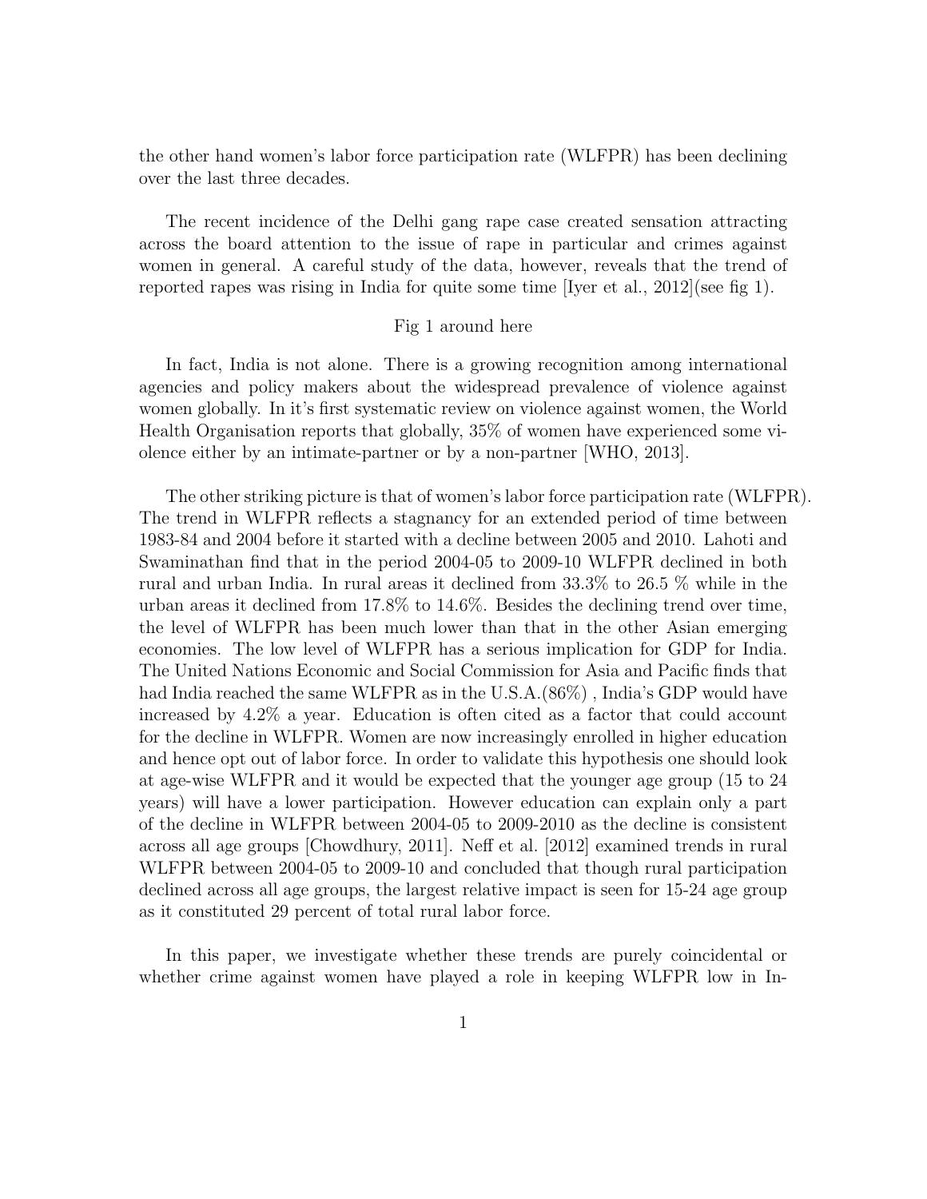the other hand women's labor force participation rate (WLFPR) has been declining over the last three decades.

The recent incidence of the Delhi gang rape case created sensation attracting across the board attention to the issue of rape in particular and crimes against women in general. A careful study of the data, however, reveals that the trend of reported rapes was rising in India for quite some time [Iyer et al., 2012](see fig 1).

Fig 1 around here

In fact, India is not alone. There is a growing recognition among international agencies and policy makers about the widespread prevalence of violence against women globally. In it's first systematic review on violence against women, the World Health Organisation reports that globally, 35% of women have experienced some violence either by an intimate-partner or by a non-partner [WHO, 2013].

The other striking picture is that of women's labor force participation rate (WLFPR). The trend in WLFPR reflects a stagnancy for an extended period of time between 1983-84 and 2004 before it started with a decline between 2005 and 2010. Lahoti and Swaminathan find that in the period 2004-05 to 2009-10 WLFPR declined in both rural and urban India. In rural areas it declined from 33.3% to 26.5 % while in the urban areas it declined from 17.8% to 14.6%. Besides the declining trend over time, the level of WLFPR has been much lower than that in the other Asian emerging economies. The low level of WLFPR has a serious implication for GDP for India. The United Nations Economic and Social Commission for Asia and Pacific finds that had India reached the same WLFPR as in the U.S.A.(86%) , India's GDP would have increased by 4.2% a year. Education is often cited as a factor that could account for the decline in WLFPR. Women are now increasingly enrolled in higher education and hence opt out of labor force. In order to validate this hypothesis one should look at age-wise WLFPR and it would be expected that the younger age group (15 to 24 years) will have a lower participation. However education can explain only a part of the decline in WLFPR between 2004-05 to 2009-2010 as the decline is consistent across all age groups [Chowdhury, 2011]. Neff et al. [2012] examined trends in rural WLFPR between 2004-05 to 2009-10 and concluded that though rural participation declined across all age groups, the largest relative impact is seen for 15-24 age group as it constituted 29 percent of total rural labor force.

In this paper, we investigate whether these trends are purely coincidental or whether crime against women have played a role in keeping WLFPR low in In-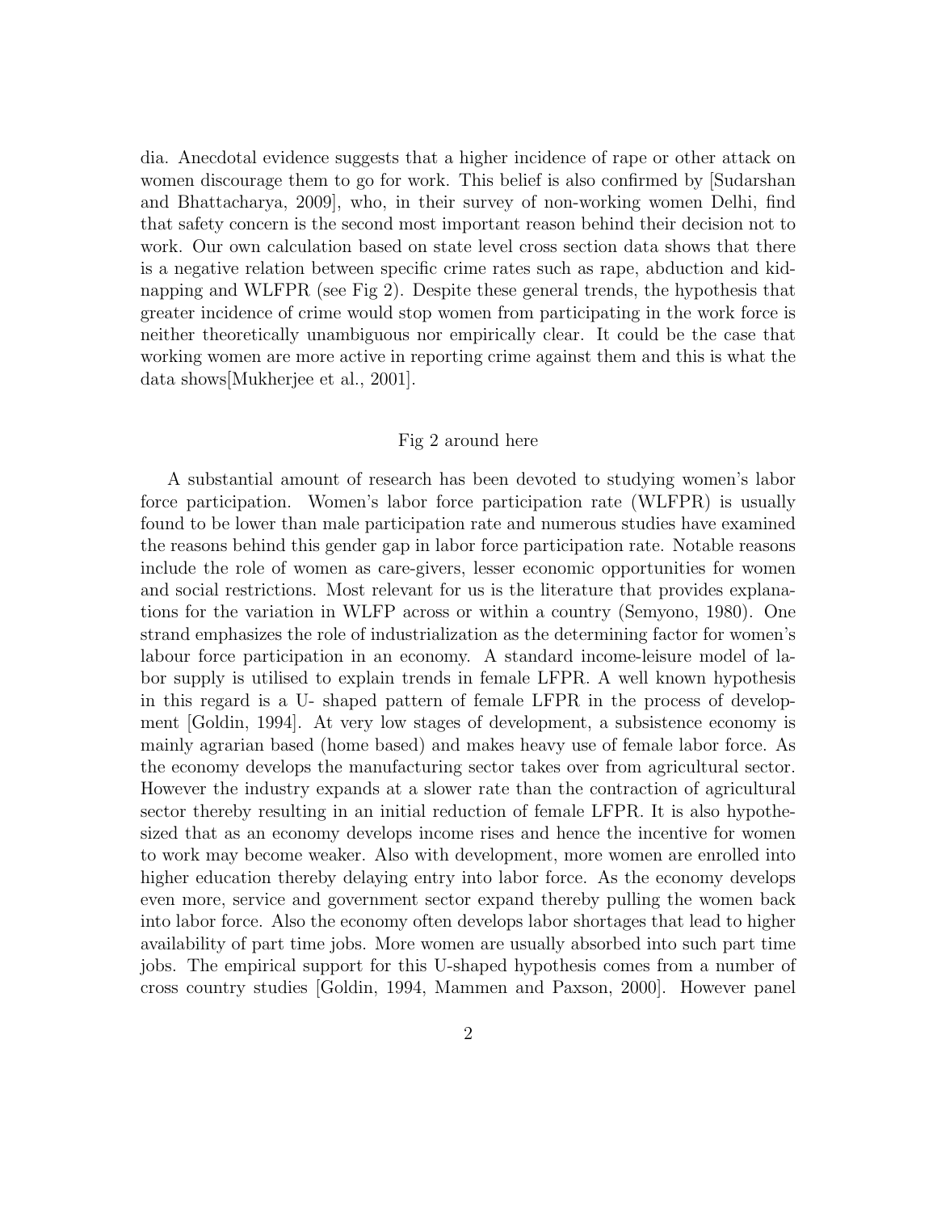dia. Anecdotal evidence suggests that a higher incidence of rape or other attack on women discourage them to go for work. This belief is also confirmed by [Sudarshan and Bhattacharya, 2009], who, in their survey of non-working women Delhi, find that safety concern is the second most important reason behind their decision not to work. Our own calculation based on state level cross section data shows that there is a negative relation between specific crime rates such as rape, abduction and kidnapping and WLFPR (see Fig 2). Despite these general trends, the hypothesis that greater incidence of crime would stop women from participating in the work force is neither theoretically unambiguous nor empirically clear. It could be the case that working women are more active in reporting crime against them and this is what the data shows[Mukherjee et al., 2001].

Fig 2 around here

A substantial amount of research has been devoted to studying women's labor force participation. Women's labor force participation rate (WLFPR) is usually found to be lower than male participation rate and numerous studies have examined the reasons behind this gender gap in labor force participation rate. Notable reasons include the role of women as care-givers, lesser economic opportunities for women and social restrictions. Most relevant for us is the literature that provides explanations for the variation in WLFP across or within a country (Semyono, 1980). One strand emphasizes the role of industrialization as the determining factor for women's labour force participation in an economy. A standard income-leisure model of labor supply is utilised to explain trends in female LFPR. A well known hypothesis in this regard is a U- shaped pattern of female LFPR in the process of development [Goldin, 1994]. At very low stages of development, a subsistence economy is mainly agrarian based (home based) and makes heavy use of female labor force. As the economy develops the manufacturing sector takes over from agricultural sector. However the industry expands at a slower rate than the contraction of agricultural sector thereby resulting in an initial reduction of female LFPR. It is also hypothesized that as an economy develops income rises and hence the incentive for women to work may become weaker. Also with development, more women are enrolled into higher education thereby delaying entry into labor force. As the economy develops even more, service and government sector expand thereby pulling the women back into labor force. Also the economy often develops labor shortages that lead to higher availability of part time jobs. More women are usually absorbed into such part time jobs. The empirical support for this U-shaped hypothesis comes from a number of cross country studies [Goldin, 1994, Mammen and Paxson, 2000]. However panel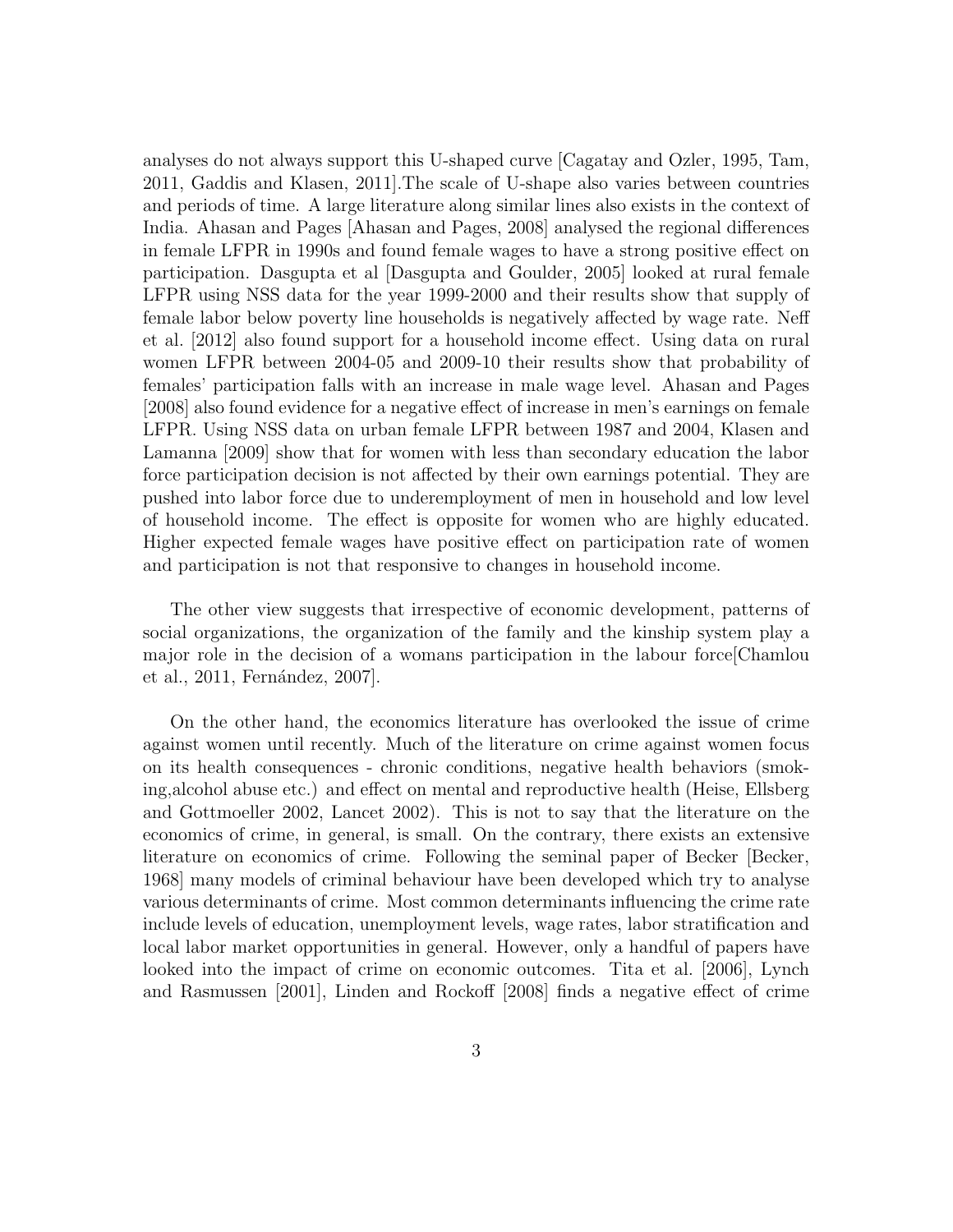analyses do not always support this U-shaped curve [Cagatay and Ozler, 1995, Tam, 2011, Gaddis and Klasen, 2011].The scale of U-shape also varies between countries and periods of time. A large literature along similar lines also exists in the context of India. Ahasan and Pages [Ahasan and Pages, 2008] analysed the regional differences in female LFPR in 1990s and found female wages to have a strong positive effect on participation. Dasgupta et al [Dasgupta and Goulder, 2005] looked at rural female LFPR using NSS data for the year 1999-2000 and their results show that supply of female labor below poverty line households is negatively affected by wage rate. Neff et al. [2012] also found support for a household income effect. Using data on rural women LFPR between 2004-05 and 2009-10 their results show that probability of females' participation falls with an increase in male wage level. Ahasan and Pages [2008] also found evidence for a negative effect of increase in men's earnings on female LFPR. Using NSS data on urban female LFPR between 1987 and 2004, Klasen and Lamanna [2009] show that for women with less than secondary education the labor force participation decision is not affected by their own earnings potential. They are pushed into labor force due to underemployment of men in household and low level of household income. The effect is opposite for women who are highly educated. Higher expected female wages have positive effect on participation rate of women and participation is not that responsive to changes in household income.

The other view suggests that irrespective of economic development, patterns of social organizations, the organization of the family and the kinship system play a major role in the decision of a womans participation in the labour force[Chamlou et al., 2011, Fernández, 2007].

On the other hand, the economics literature has overlooked the issue of crime against women until recently. Much of the literature on crime against women focus on its health consequences - chronic conditions, negative health behaviors (smoking,alcohol abuse etc.) and effect on mental and reproductive health (Heise, Ellsberg and Gottmoeller 2002, Lancet 2002). This is not to say that the literature on the economics of crime, in general, is small. On the contrary, there exists an extensive literature on economics of crime. Following the seminal paper of Becker [Becker, 1968] many models of criminal behaviour have been developed which try to analyse various determinants of crime. Most common determinants influencing the crime rate include levels of education, unemployment levels, wage rates, labor stratification and local labor market opportunities in general. However, only a handful of papers have looked into the impact of crime on economic outcomes. Tita et al. [2006], Lynch and Rasmussen [2001], Linden and Rockoff [2008] finds a negative effect of crime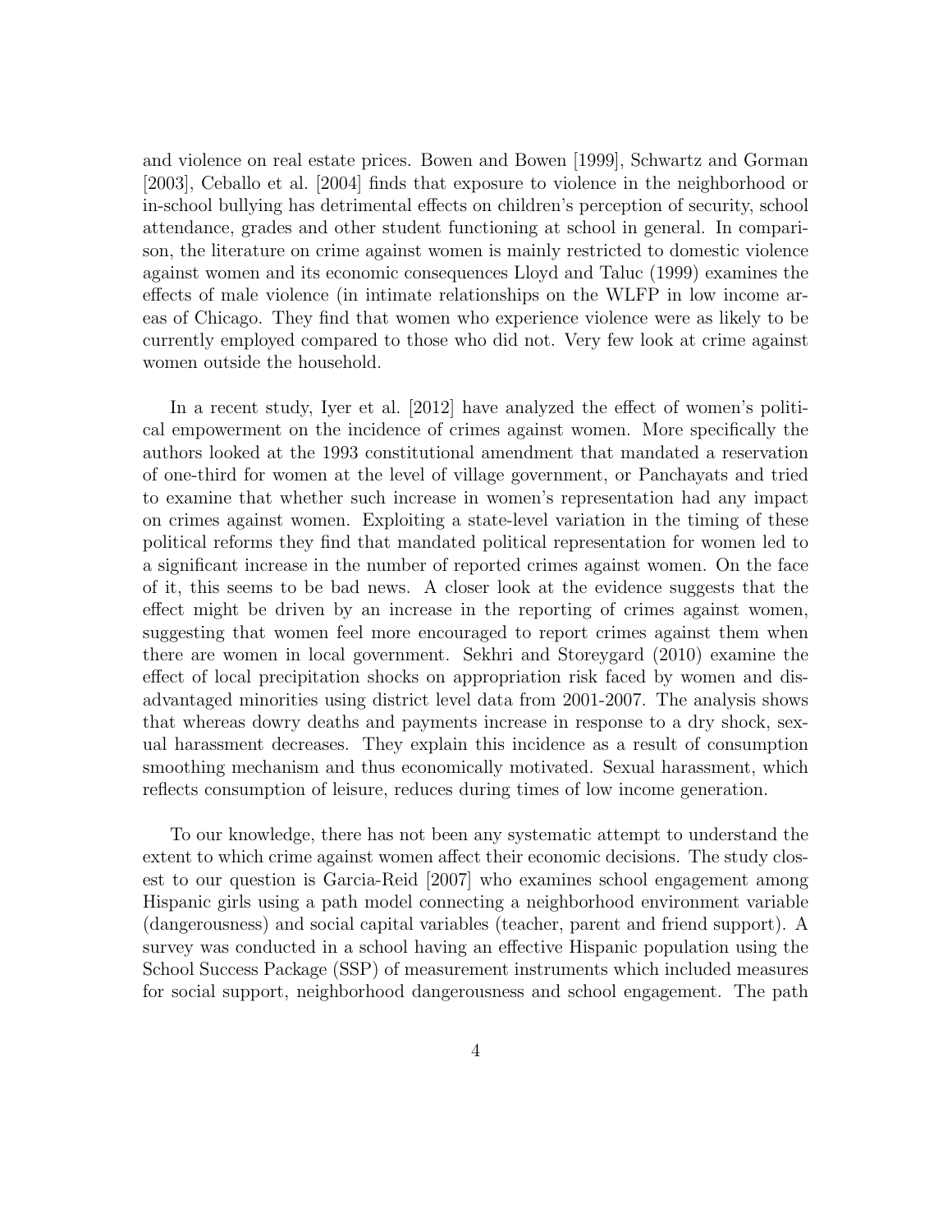and violence on real estate prices. Bowen and Bowen [1999], Schwartz and Gorman [2003], Ceballo et al. [2004] finds that exposure to violence in the neighborhood or in-school bullying has detrimental effects on children's perception of security, school attendance, grades and other student functioning at school in general. In comparison, the literature on crime against women is mainly restricted to domestic violence against women and its economic consequences Lloyd and Taluc (1999) examines the effects of male violence (in intimate relationships on the WLFP in low income areas of Chicago. They find that women who experience violence were as likely to be currently employed compared to those who did not. Very few look at crime against women outside the household.

In a recent study, Iyer et al. [2012] have analyzed the effect of women's political empowerment on the incidence of crimes against women. More specifically the authors looked at the 1993 constitutional amendment that mandated a reservation of one-third for women at the level of village government, or Panchayats and tried to examine that whether such increase in women's representation had any impact on crimes against women. Exploiting a state-level variation in the timing of these political reforms they find that mandated political representation for women led to a significant increase in the number of reported crimes against women. On the face of it, this seems to be bad news. A closer look at the evidence suggests that the effect might be driven by an increase in the reporting of crimes against women, suggesting that women feel more encouraged to report crimes against them when there are women in local government. Sekhri and Storeygard (2010) examine the effect of local precipitation shocks on appropriation risk faced by women and disadvantaged minorities using district level data from 2001-2007. The analysis shows that whereas dowry deaths and payments increase in response to a dry shock, sexual harassment decreases. They explain this incidence as a result of consumption smoothing mechanism and thus economically motivated. Sexual harassment, which reflects consumption of leisure, reduces during times of low income generation.

To our knowledge, there has not been any systematic attempt to understand the extent to which crime against women affect their economic decisions. The study closest to our question is Garcia-Reid [2007] who examines school engagement among Hispanic girls using a path model connecting a neighborhood environment variable (dangerousness) and social capital variables (teacher, parent and friend support). A survey was conducted in a school having an effective Hispanic population using the School Success Package (SSP) of measurement instruments which included measures for social support, neighborhood dangerousness and school engagement. The path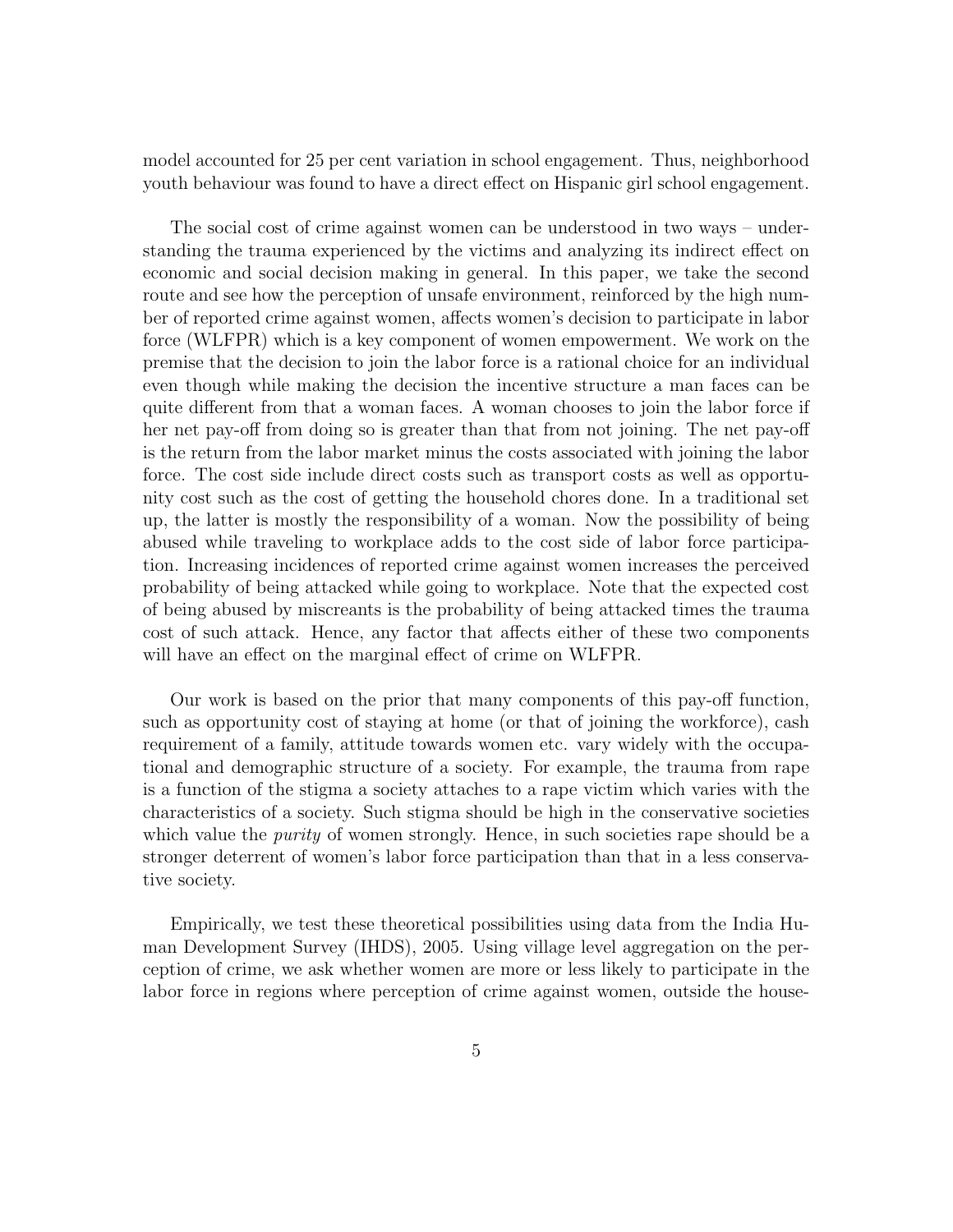model accounted for 25 per cent variation in school engagement. Thus, neighborhood youth behaviour was found to have a direct effect on Hispanic girl school engagement.

The social cost of crime against women can be understood in two ways – understanding the trauma experienced by the victims and analyzing its indirect effect on economic and social decision making in general. In this paper, we take the second route and see how the perception of unsafe environment, reinforced by the high number of reported crime against women, affects women's decision to participate in labor force (WLFPR) which is a key component of women empowerment. We work on the premise that the decision to join the labor force is a rational choice for an individual even though while making the decision the incentive structure a man faces can be quite different from that a woman faces. A woman chooses to join the labor force if her net pay-off from doing so is greater than that from not joining. The net pay-off is the return from the labor market minus the costs associated with joining the labor force. The cost side include direct costs such as transport costs as well as opportunity cost such as the cost of getting the household chores done. In a traditional set up, the latter is mostly the responsibility of a woman. Now the possibility of being abused while traveling to workplace adds to the cost side of labor force participation. Increasing incidences of reported crime against women increases the perceived probability of being attacked while going to workplace. Note that the expected cost of being abused by miscreants is the probability of being attacked times the trauma cost of such attack. Hence, any factor that affects either of these two components will have an effect on the marginal effect of crime on WLFPR.

Our work is based on the prior that many components of this pay-off function, such as opportunity cost of staying at home (or that of joining the workforce), cash requirement of a family, attitude towards women etc. vary widely with the occupational and demographic structure of a society. For example, the trauma from rape is a function of the stigma a society attaches to a rape victim which varies with the characteristics of a society. Such stigma should be high in the conservative societies which value the *purity* of women strongly. Hence, in such societies rape should be a stronger deterrent of women's labor force participation than that in a less conservative society.

Empirically, we test these theoretical possibilities using data from the India Human Development Survey (IHDS), 2005. Using village level aggregation on the perception of crime, we ask whether women are more or less likely to participate in the labor force in regions where perception of crime against women, outside the house-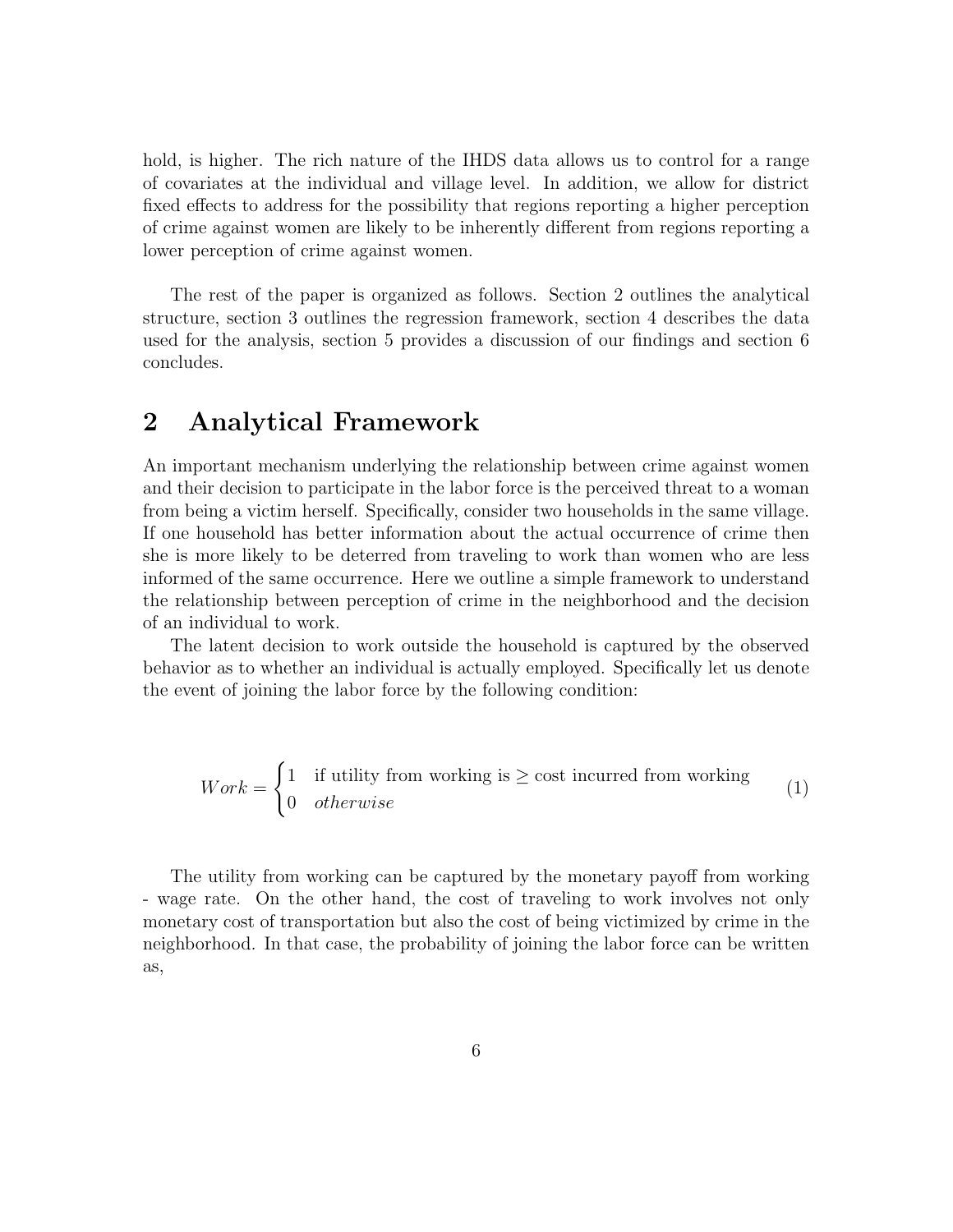hold, is higher. The rich nature of the IHDS data allows us to control for a range of covariates at the individual and village level. In addition, we allow for district fixed effects to address for the possibility that regions reporting a higher perception of crime against women are likely to be inherently different from regions reporting a lower perception of crime against women.

The rest of the paper is organized as follows. Section 2 outlines the analytical structure, section 3 outlines the regression framework, section 4 describes the data used for the analysis, section 5 provides a discussion of our findings and section 6 concludes.

## 2 Analytical Framework

An important mechanism underlying the relationship between crime against women and their decision to participate in the labor force is the perceived threat to a woman from being a victim herself. Specifically, consider two households in the same village. If one household has better information about the actual occurrence of crime then she is more likely to be deterred from traveling to work than women who are less informed of the same occurrence. Here we outline a simple framework to understand the relationship between perception of crime in the neighborhood and the decision of an individual to work.

The latent decision to work outside the household is captured by the observed behavior as to whether an individual is actually employed. Specifically let us denote the event of joining the labor force by the following condition:

$$Work = \begin{cases} 1 & \text{if utility from working is} \geq \text{cost incurred from working} \\ 0 & otherwise \end{cases} \tag{1}$$

The utility from working can be captured by the monetary payoff from working - wage rate. On the other hand, the cost of traveling to work involves not only monetary cost of transportation but also the cost of being victimized by crime in the neighborhood. In that case, the probability of joining the labor force can be written as,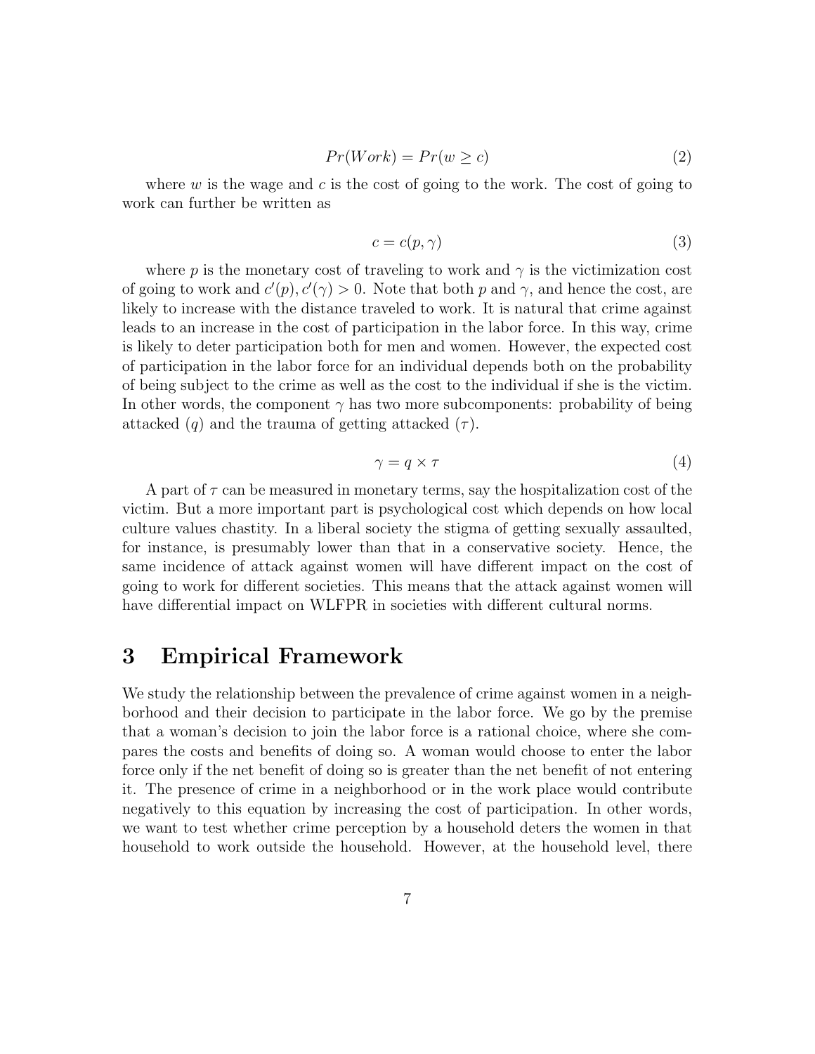$$Pr(Work) = Pr(w \geq c) \tag{2}$$

where $w$ is the wage and $c$ is the cost of going to the work. The cost of going to work can further be written as

$$c = c(p, \gamma) \tag{3}$$

where $p$ is the monetary cost of traveling to work and $\gamma$ is the victimization cost of going to work and $c'(p), c'(\gamma) > 0$. Note that both $p$ and $\gamma$, and hence the cost, are likely to increase with the distance traveled to work. It is natural that crime against leads to an increase in the cost of participation in the labor force. In this way, crime is likely to deter participation both for men and women. However, the expected cost of participation in the labor force for an individual depends both on the probability of being subject to the crime as well as the cost to the individual if she is the victim. In other words, the component $\gamma$ has two more subcomponents: probability of being attacked ($q$) and the trauma of getting attacked ($\tau$).

$$\gamma = q \times \tau \tag{4}$$

A part of $\tau$ can be measured in monetary terms, say the hospitalization cost of the victim. But a more important part is psychological cost which depends on how local culture values chastity. In a liberal society the stigma of getting sexually assaulted, for instance, is presumably lower than that in a conservative society. Hence, the same incidence of attack against women will have different impact on the cost of going to work for different societies. This means that the attack against women will have differential impact on WLFPR in societies with different cultural norms.

# 3 Empirical Framework

We study the relationship between the prevalence of crime against women in a neighborhood and their decision to participate in the labor force. We go by the premise that a woman's decision to join the labor force is a rational choice, where she compares the costs and benefits of doing so. A woman would choose to enter the labor force only if the net benefit of doing so is greater than the net benefit of not entering it. The presence of crime in a neighborhood or in the work place would contribute negatively to this equation by increasing the cost of participation. In other words, we want to test whether crime perception by a household deters the women in that household to work outside the household. However, at the household level, there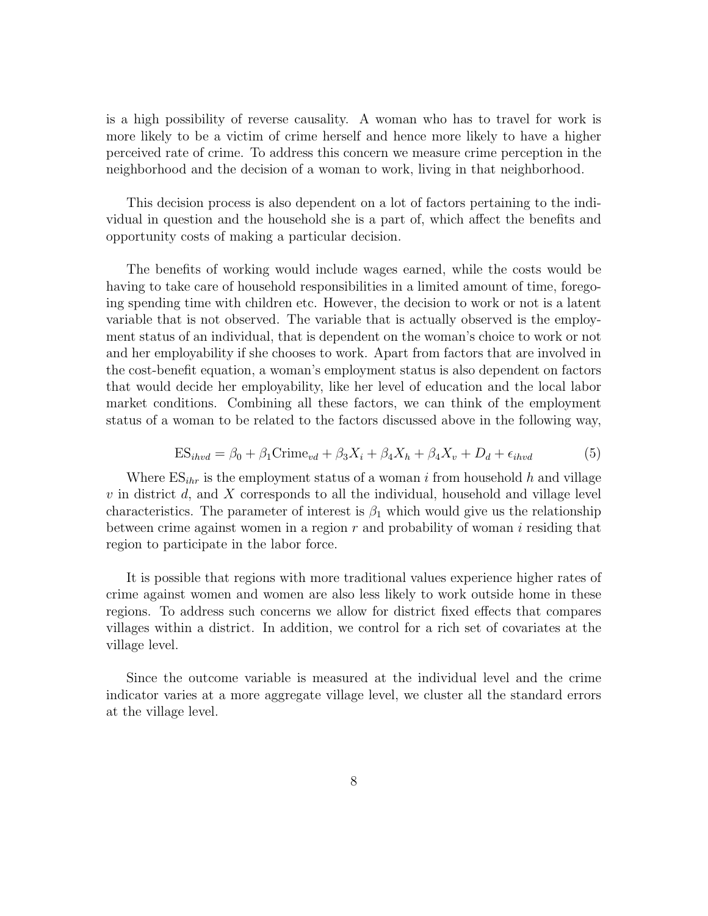is a high possibility of reverse causality. A woman who has to travel for work is more likely to be a victim of crime herself and hence more likely to have a higher perceived rate of crime. To address this concern we measure crime perception in the neighborhood and the decision of a woman to work, living in that neighborhood.

This decision process is also dependent on a lot of factors pertaining to the individual in question and the household she is a part of, which affect the benefits and opportunity costs of making a particular decision.

The benefits of working would include wages earned, while the costs would be having to take care of household responsibilities in a limited amount of time, foregoing spending time with children etc. However, the decision to work or not is a latent variable that is not observed. The variable that is actually observed is the employment status of an individual, that is dependent on the woman's choice to work or not and her employability if she chooses to work. Apart from factors that are involved in the cost-benefit equation, a woman's employment status is also dependent on factors that would decide her employability, like her level of education and the local labor market conditions. Combining all these factors, we can think of the employment status of a woman to be related to the factors discussed above in the following way,

$$\text{ES}_{ihvd} = \beta_0 + \beta_1 \text{Crime}_{vd} + \beta_3 X_i + \beta_4 X_h + \beta_4 X_v + D_d + \epsilon_{ihvd} \tag{5}$$

Where $\text{ES}_{ihr}$ is the employment status of a woman $i$ from household $h$ and village $v$ in district $d$, and $X$ corresponds to all the individual, household and village level characteristics. The parameter of interest is $\beta_1$ which would give us the relationship between crime against women in a region $r$ and probability of woman $i$ residing that region to participate in the labor force.

It is possible that regions with more traditional values experience higher rates of crime against women and women are also less likely to work outside home in these regions. To address such concerns we allow for district fixed effects that compares villages within a district. In addition, we control for a rich set of covariates at the village level.

Since the outcome variable is measured at the individual level and the crime indicator varies at a more aggregate village level, we cluster all the standard errors at the village level.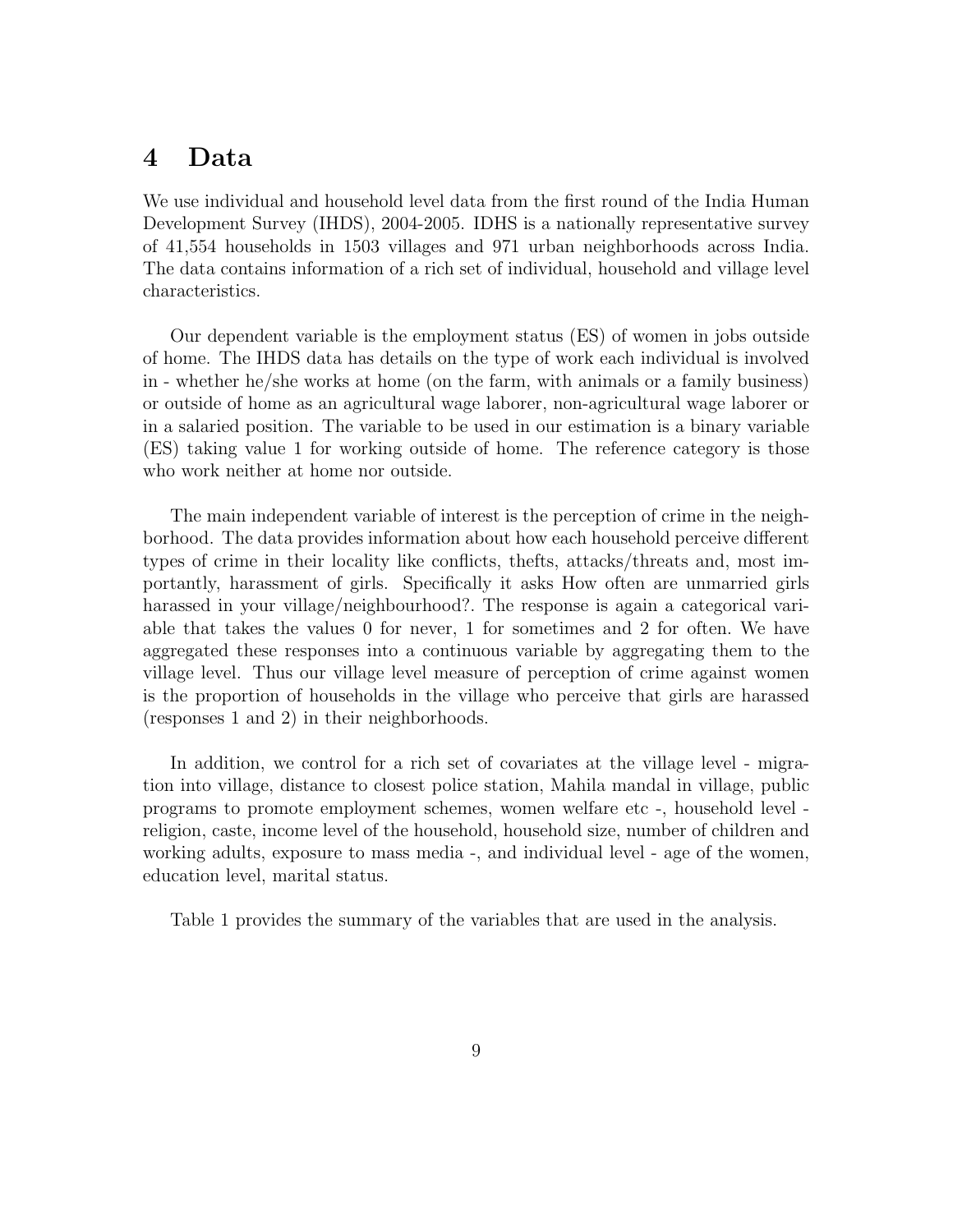# 4 Data

We use individual and household level data from the first round of the India Human Development Survey (IHDS), 2004-2005. IDHS is a nationally representative survey of 41,554 households in 1503 villages and 971 urban neighborhoods across India. The data contains information of a rich set of individual, household and village level characteristics.

Our dependent variable is the employment status (ES) of women in jobs outside of home. The IHDS data has details on the type of work each individual is involved in - whether he/she works at home (on the farm, with animals or a family business) or outside of home as an agricultural wage laborer, non-agricultural wage laborer or in a salaried position. The variable to be used in our estimation is a binary variable (ES) taking value 1 for working outside of home. The reference category is those who work neither at home nor outside.

The main independent variable of interest is the perception of crime in the neighborhood. The data provides information about how each household perceive different types of crime in their locality like conflicts, thefts, attacks/threats and, most importantly, harassment of girls. Specifically it asks How often are unmarried girls harassed in your village/neighbourhood?. The response is again a categorical variable that takes the values 0 for never, 1 for sometimes and 2 for often. We have aggregated these responses into a continuous variable by aggregating them to the village level. Thus our village level measure of perception of crime against women is the proportion of households in the village who perceive that girls are harassed (responses 1 and 2) in their neighborhoods.

In addition, we control for a rich set of covariates at the village level - migration into village, distance to closest police station, Mahila mandal in village, public programs to promote employment schemes, women welfare etc -, household level - religion, caste, income level of the household, household size, number of children and working adults, exposure to mass media -, and individual level - age of the women, education level, marital status.

Table 1 provides the summary of the variables that are used in the analysis.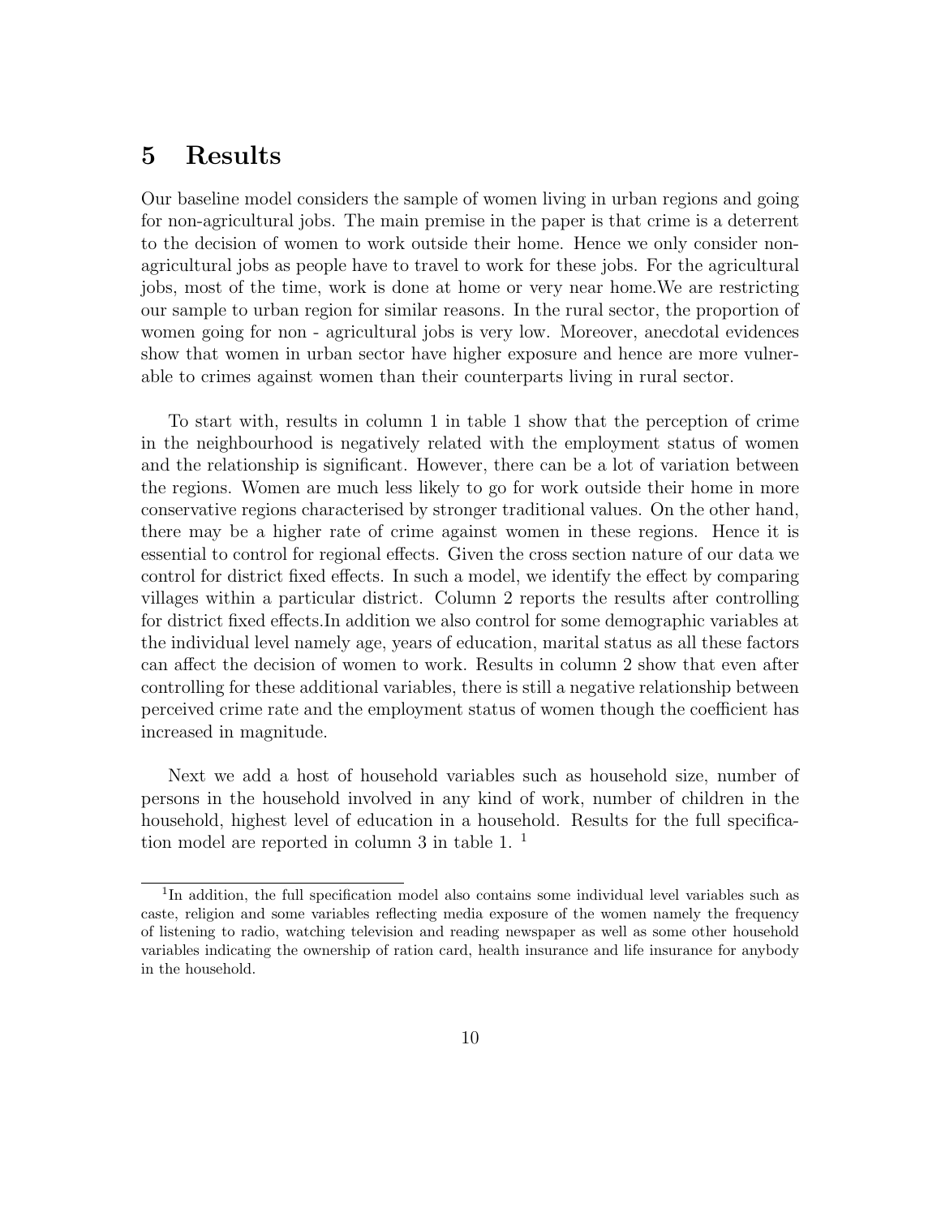# 5 Results

Our baseline model considers the sample of women living in urban regions and going for non-agricultural jobs. The main premise in the paper is that crime is a deterrent to the decision of women to work outside their home. Hence we only consider non-agricultural jobs as people have to travel to work for these jobs. For the agricultural jobs, most of the time, work is done at home or very near home.We are restricting our sample to urban region for similar reasons. In the rural sector, the proportion of women going for non - agricultural jobs is very low. Moreover, anecdotal evidences show that women in urban sector have higher exposure and hence are more vulnerable to crimes against women than their counterparts living in rural sector.

To start with, results in column 1 in table 1 show that the perception of crime in the neighbourhood is negatively related with the employment status of women and the relationship is significant. However, there can be a lot of variation between the regions. Women are much less likely to go for work outside their home in more conservative regions characterised by stronger traditional values. On the other hand, there may be a higher rate of crime against women in these regions. Hence it is essential to control for regional effects. Given the cross section nature of our data we control for district fixed effects. In such a model, we identify the effect by comparing villages within a particular district. Column 2 reports the results after controlling for district fixed effects.In addition we also control for some demographic variables at the individual level namely age, years of education, marital status as all these factors can affect the decision of women to work. Results in column 2 show that even after controlling for these additional variables, there is still a negative relationship between perceived crime rate and the employment status of women though the coefficient has increased in magnitude.

Next we add a host of household variables such as household size, number of persons in the household involved in any kind of work, number of children in the household, highest level of education in a household. Results for the full specification model are reported in column 3 in table 1. [1]

[1] In addition, the full specification model also contains some individual level variables such as caste, religion and some variables reflecting media exposure of the women namely the frequency of listening to radio, watching television and reading newspaper as well as some other household variables indicating the ownership of ration card, health insurance and life insurance for anybody in the household.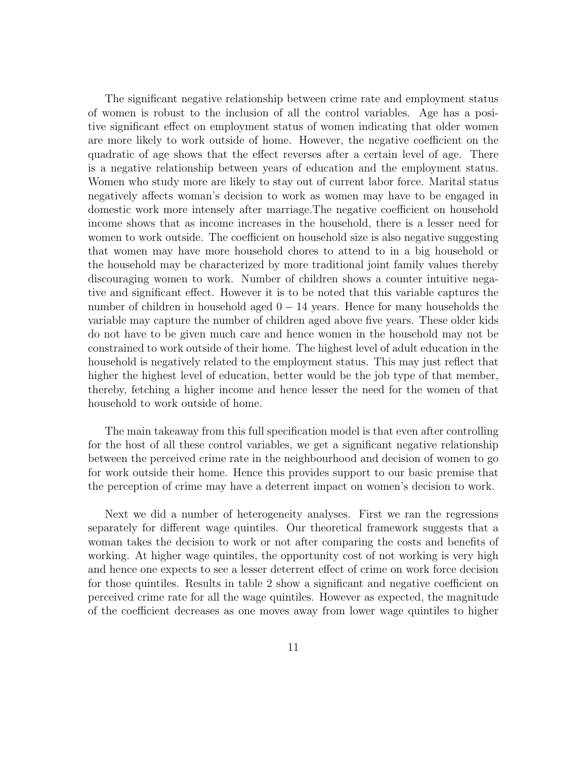The significant negative relationship between crime rate and employment status of women is robust to the inclusion of all the control variables. Age has a positive significant effect on employment status of women indicating that older women are more likely to work outside of home. However, the negative coefficient on the quadratic of age shows that the effect reverses after a certain level of age. There is a negative relationship between years of education and the employment status. Women who study more are likely to stay out of current labor force. Marital status negatively affects woman's decision to work as women may have to be engaged in domestic work more intensely after marriage.The negative coefficient on household income shows that as income increases in the household, there is a lesser need for women to work outside. The coefficient on household size is also negative suggesting that women may have more household chores to attend to in a big household or the household may be characterized by more traditional joint family values thereby discouraging women to work. Number of children shows a counter intuitive negative and significant effect. However it is to be noted that this variable captures the number of children in household aged $0 - 14$ years. Hence for many households the variable may capture the number of children aged above five years. These older kids do not have to be given much care and hence women in the household may not be constrained to work outside of their home. The highest level of adult education in the household is negatively related to the employment status. This may just reflect that higher the highest level of education, better would be the job type of that member, thereby, fetching a higher income and hence lesser the need for the women of that household to work outside of home.

The main takeaway from this full specification model is that even after controlling for the host of all these control variables, we get a significant negative relationship between the perceived crime rate in the neighbourhood and decision of women to go for work outside their home. Hence this provides support to our basic premise that the perception of crime may have a deterrent impact on women's decision to work.

Next we did a number of heterogeneity analyses. First we ran the regressions separately for different wage quintiles. Our theoretical framework suggests that a woman takes the decision to work or not after comparing the costs and benefits of working. At higher wage quintiles, the opportunity cost of not working is very high and hence one expects to see a lesser deterrent effect of crime on work force decision for those quintiles. Results in table 2 show a significant and negative coefficient on perceived crime rate for all the wage quintiles. However as expected, the magnitude of the coefficient decreases as one moves away from lower wage quintiles to higher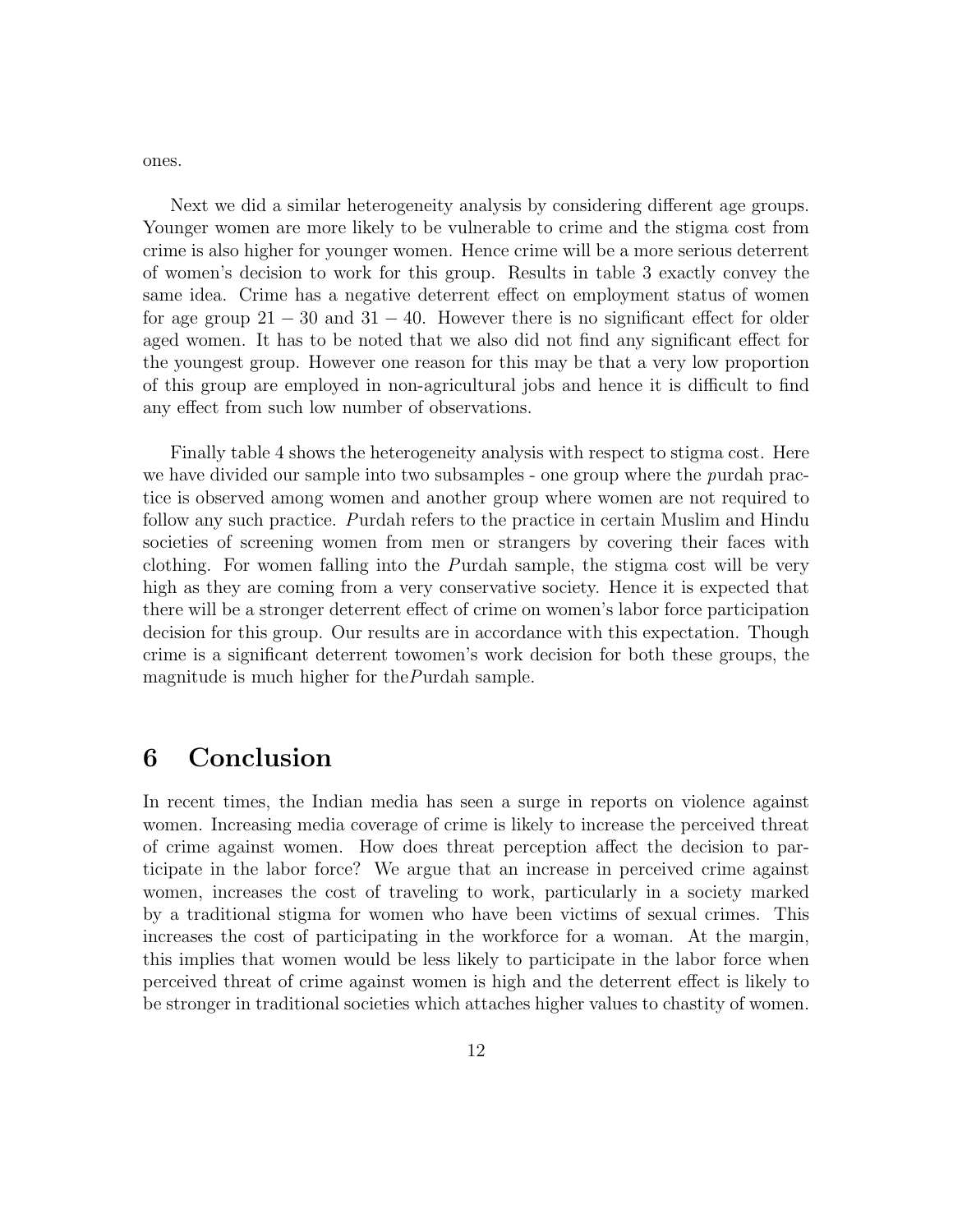ones.

Next we did a similar heterogeneity analysis by considering different age groups. Younger women are more likely to be vulnerable to crime and the stigma cost from crime is also higher for younger women. Hence crime will be a more serious deterrent of women's decision to work for this group. Results in table 3 exactly convey the same idea. Crime has a negative deterrent effect on employment status of women for age group $21-30$ and $31-40$. However there is no significant effect for older aged women. It has to be noted that we also did not find any significant effect for the youngest group. However one reason for this may be that a very low proportion of this group are employed in non-agricultural jobs and hence it is difficult to find any effect from such low number of observations.

Finally table 4 shows the heterogeneity analysis with respect to stigma cost. Here we have divided our sample into two subsamples - one group where the *p*urdah practice is observed among women and another group where women are not required to follow any such practice. *P*urdah refers to the practice in certain Muslim and Hindu societies of screening women from men or strangers by covering their faces with clothing. For women falling into the *P*urdah sample, the stigma cost will be very high as they are coming from a very conservative society. Hence it is expected that there will be a stronger deterrent effect of crime on women's labor force participation decision for this group. Our results are in accordance with this expectation. Though crime is a significant deterrent towomen's work decision for both these groups, the magnitude is much higher for the*P*urdah sample.

# 6 Conclusion

In recent times, the Indian media has seen a surge in reports on violence against women. Increasing media coverage of crime is likely to increase the perceived threat of crime against women. How does threat perception affect the decision to participate in the labor force? We argue that an increase in perceived crime against women, increases the cost of traveling to work, particularly in a society marked by a traditional stigma for women who have been victims of sexual crimes. This increases the cost of participating in the workforce for a woman. At the margin, this implies that women would be less likely to participate in the labor force when perceived threat of crime against women is high and the deterrent effect is likely to be stronger in traditional societies which attaches higher values to chastity of women.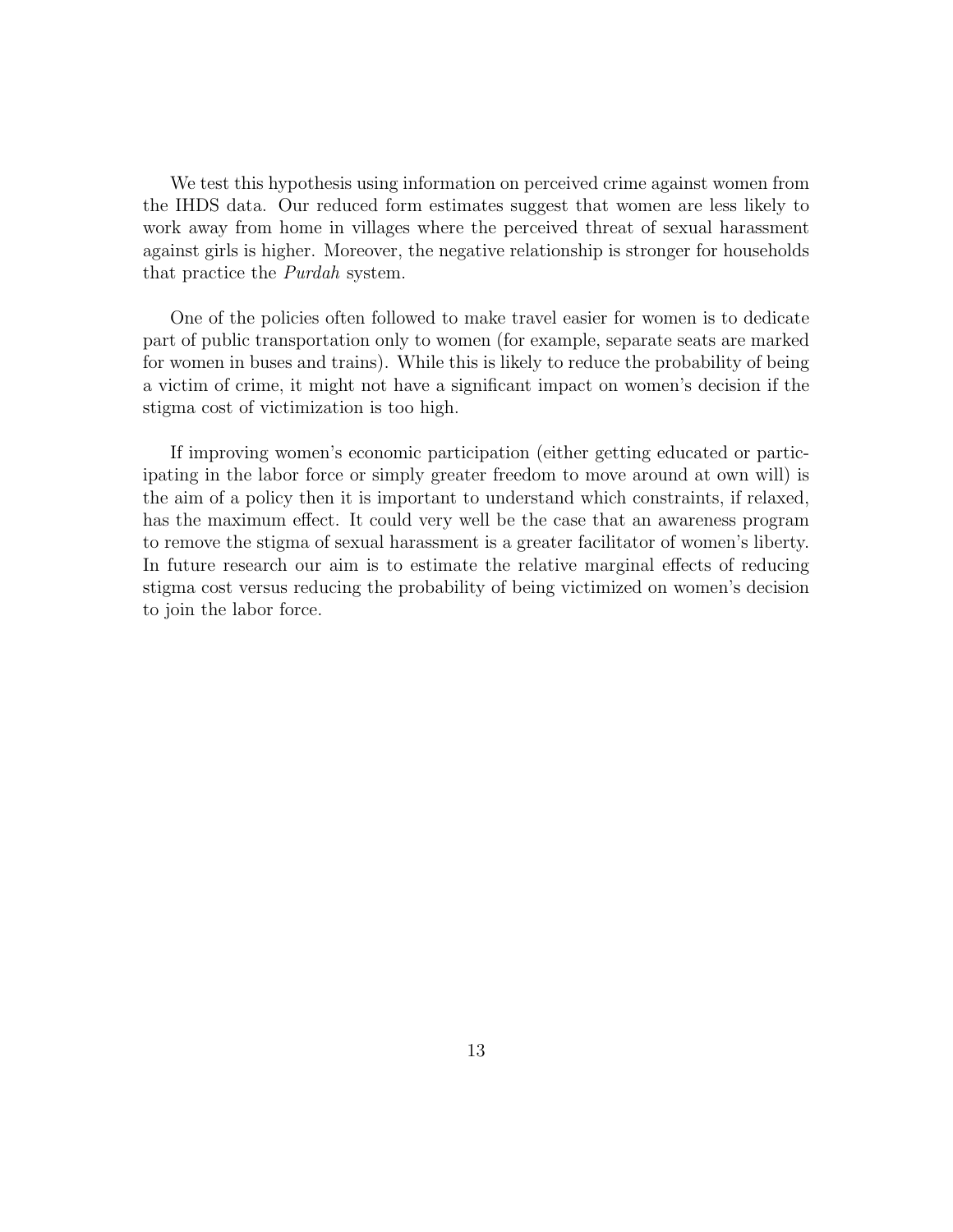We test this hypothesis using information on perceived crime against women from the IHDS data. Our reduced form estimates suggest that women are less likely to work away from home in villages where the perceived threat of sexual harassment against girls is higher. Moreover, the negative relationship is stronger for households that practice the *Purdah* system.

One of the policies often followed to make travel easier for women is to dedicate part of public transportation only to women (for example, separate seats are marked for women in buses and trains). While this is likely to reduce the probability of being a victim of crime, it might not have a significant impact on women's decision if the stigma cost of victimization is too high.

If improving women's economic participation (either getting educated or participating in the labor force or simply greater freedom to move around at own will) is the aim of a policy then it is important to understand which constraints, if relaxed, has the maximum effect. It could very well be the case that an awareness program to remove the stigma of sexual harassment is a greater facilitator of women's liberty. In future research our aim is to estimate the relative marginal effects of reducing stigma cost versus reducing the probability of being victimized on women's decision to join the labor force.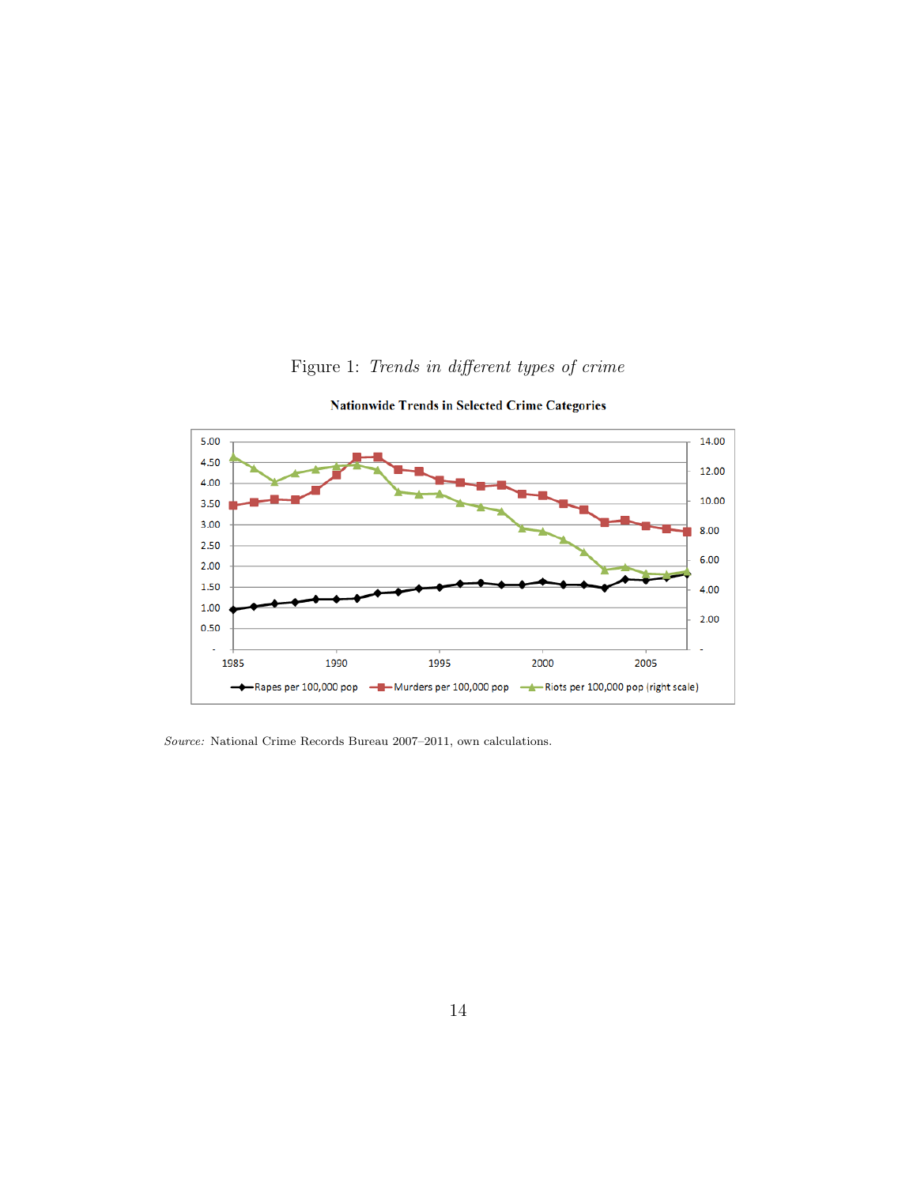Figure 1: *Trends in different types of crime*

**Nationwide Trends in Selected Crime Categories**

*Source:* National Crime Records Bureau 2007–2011, own calculations.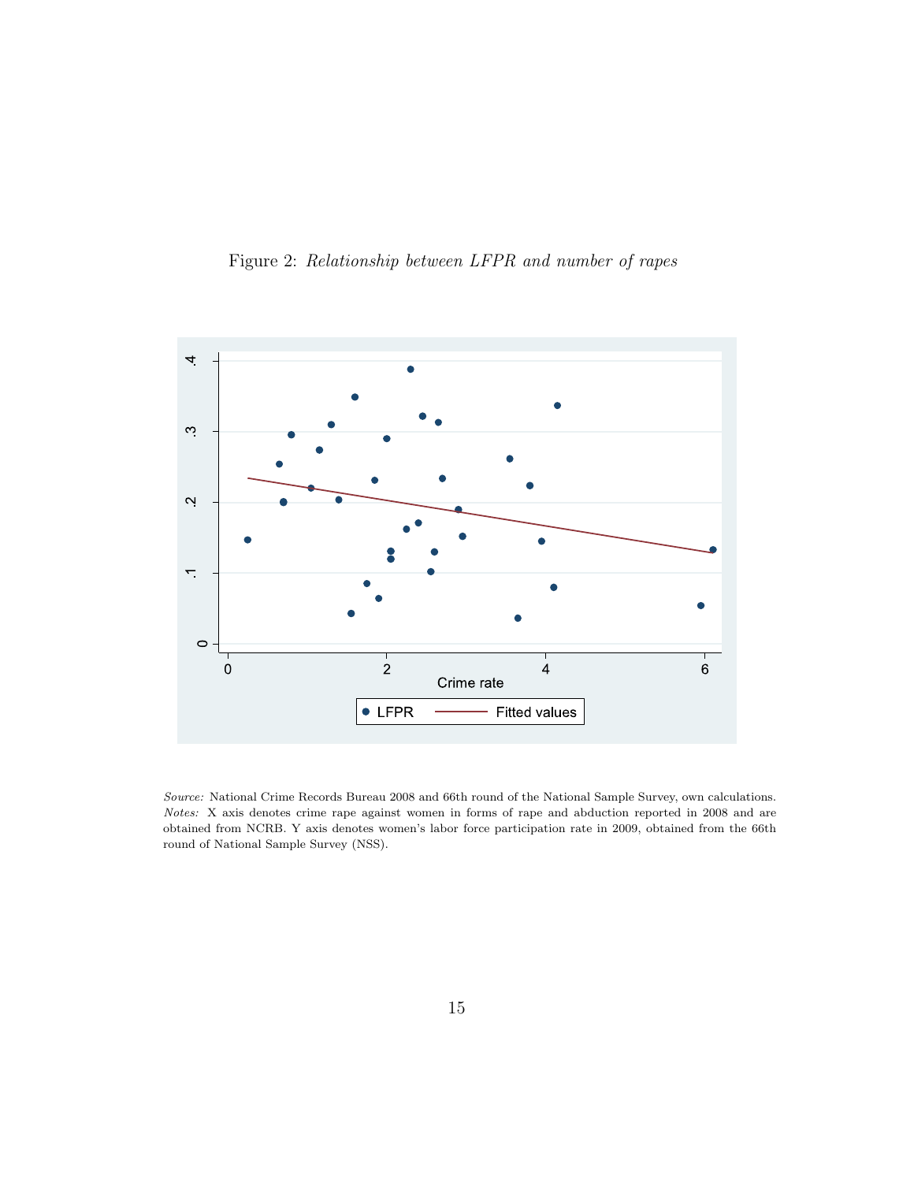Figure 2: *Relationship between LFPR and number of rapes*

*Source:* National Crime Records Bureau 2008 and 66th round of the National Sample Survey, own calculations.
*Notes:* X axis denotes crime rape against women in forms of rape and abduction reported in 2008 and are obtained from NCRB. Y axis denotes women's labor force participation rate in 2009, obtained from the 66th round of National Sample Survey (NSS).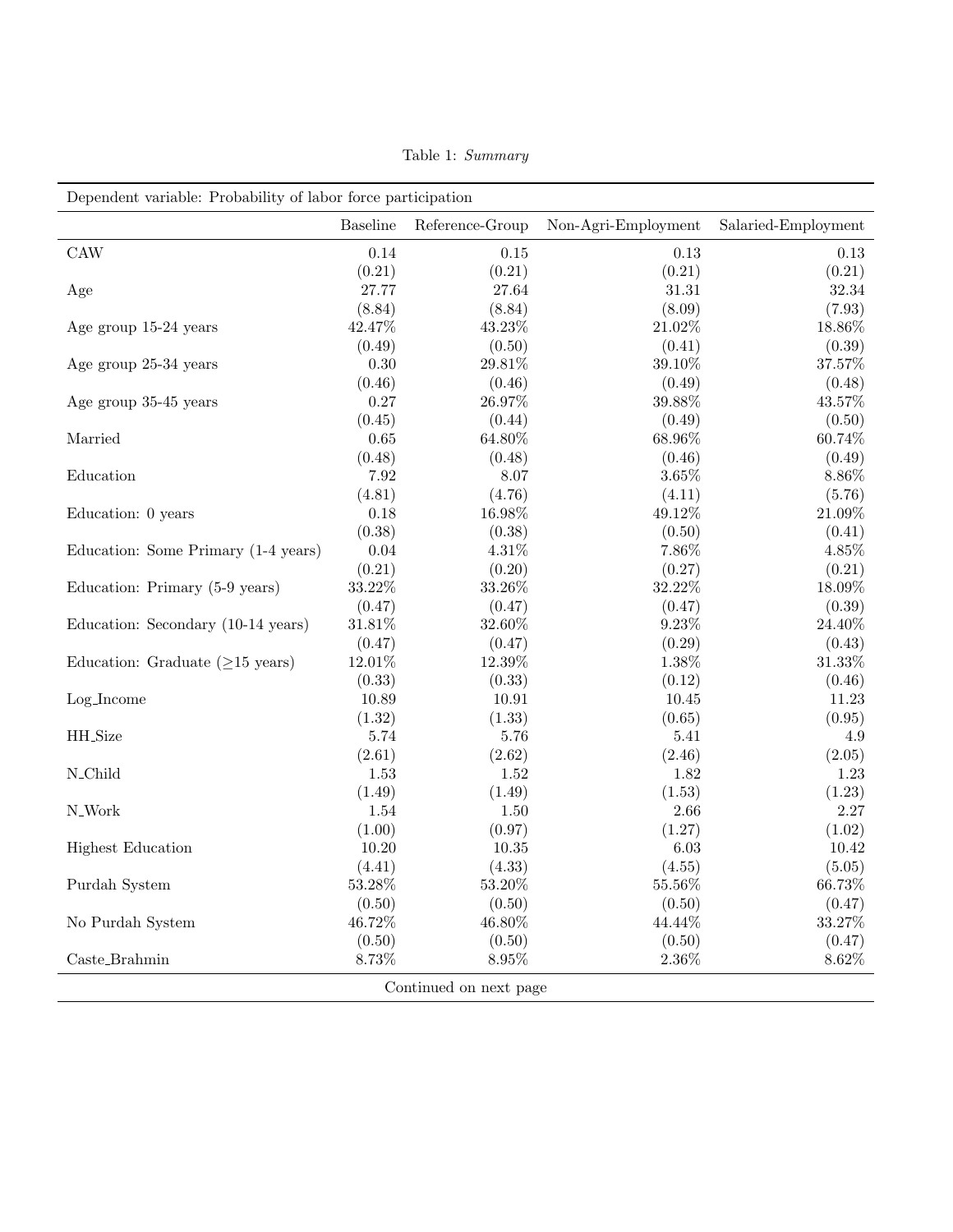Table 1: *Summary*

| Dependent variable: Probability of labor force participation | | | | |
|---|---|---|---|---|
| | Baseline | Reference-Group | Non-Agri-Employment | Salaried-Employment |
| CAW | 0.14 | 0.15 | 0.13 | 0.13 |
| | (0.21) | (0.21) | (0.21) | (0.21) |
| Age | 27.77 | 27.64 | 31.31 | 32.34 |
| | (8.84) | (8.84) | (8.09) | (7.93) |
| Age group 15-24 years | 42.47% | 43.23% | 21.02% | 18.86% |
| | (0.49) | (0.50) | (0.41) | (0.39) |
| Age group 25-34 years | 0.30 | 29.81% | 39.10% | 37.57% |
| | (0.46) | (0.46) | (0.49) | (0.48) |
| Age group 35-45 years | 0.27 | 26.97% | 39.88% | 43.57% |
| | (0.45) | (0.44) | (0.49) | (0.50) |
| Married | 0.65 | 64.80% | 68.96% | 60.74% |
| | (0.48) | (0.48) | (0.46) | (0.49) |
| Education | 7.92 | 8.07 | 3.65% | 8.86% |
| | (4.81) | (4.76) | (4.11) | (5.76) |
| Education: 0 years | 0.18 | 16.98% | 49.12% | 21.09% |
| | (0.38) | (0.38) | (0.50) | (0.41) |
| Education: Some Primary (1-4 years) | 0.04 | 4.31% | 7.86% | 4.85% |
| | (0.21) | (0.20) | (0.27) | (0.21) |
| Education: Primary (5-9 years) | 33.22% | 33.26% | 32.22% | 18.09% |
| | (0.47) | (0.47) | (0.47) | (0.39) |
| Education: Secondary (10-14 years) | 31.81% | 32.60% | 9.23% | 24.40% |
| | (0.47) | (0.47) | (0.29) | (0.43) |
| Education: Graduate (≥15 years) | 12.01% | 12.39% | 1.38% | 31.33% |
| | (0.33) | (0.33) | (0.12) | (0.46) |
| Log_Income | 10.89 | 10.91 | 10.45 | 11.23 |
| | (1.32) | (1.33) | (0.65) | (0.95) |
| HH_Size | 5.74 | 5.76 | 5.41 | 4.9 |
| | (2.61) | (2.62) | (2.46) | (2.05) |
| N_Child | 1.53 | 1.52 | 1.82 | 1.23 |
| | (1.49) | (1.49) | (1.53) | (1.23) |
| N_Work | 1.54 | 1.50 | 2.66 | 2.27 |
| | (1.00) | (0.97) | (1.27) | (1.02) |
| Highest Education | 10.20 | 10.35 | 6.03 | 10.42 |
| | (4.41) | (4.33) | (4.55) | (5.05) |
| Purdah System | 53.28% | 53.20% | 55.56% | 66.73% |
| | (0.50) | (0.50) | (0.50) | (0.47) |
| No Purdah System | 46.72% | 46.80% | 44.44% | 33.27% |
| | (0.50) | (0.50) | (0.50) | (0.47) |
| Caste_Brahmin | 8.73% | 8.95% | 2.36% | 8.62% |

Continued on next page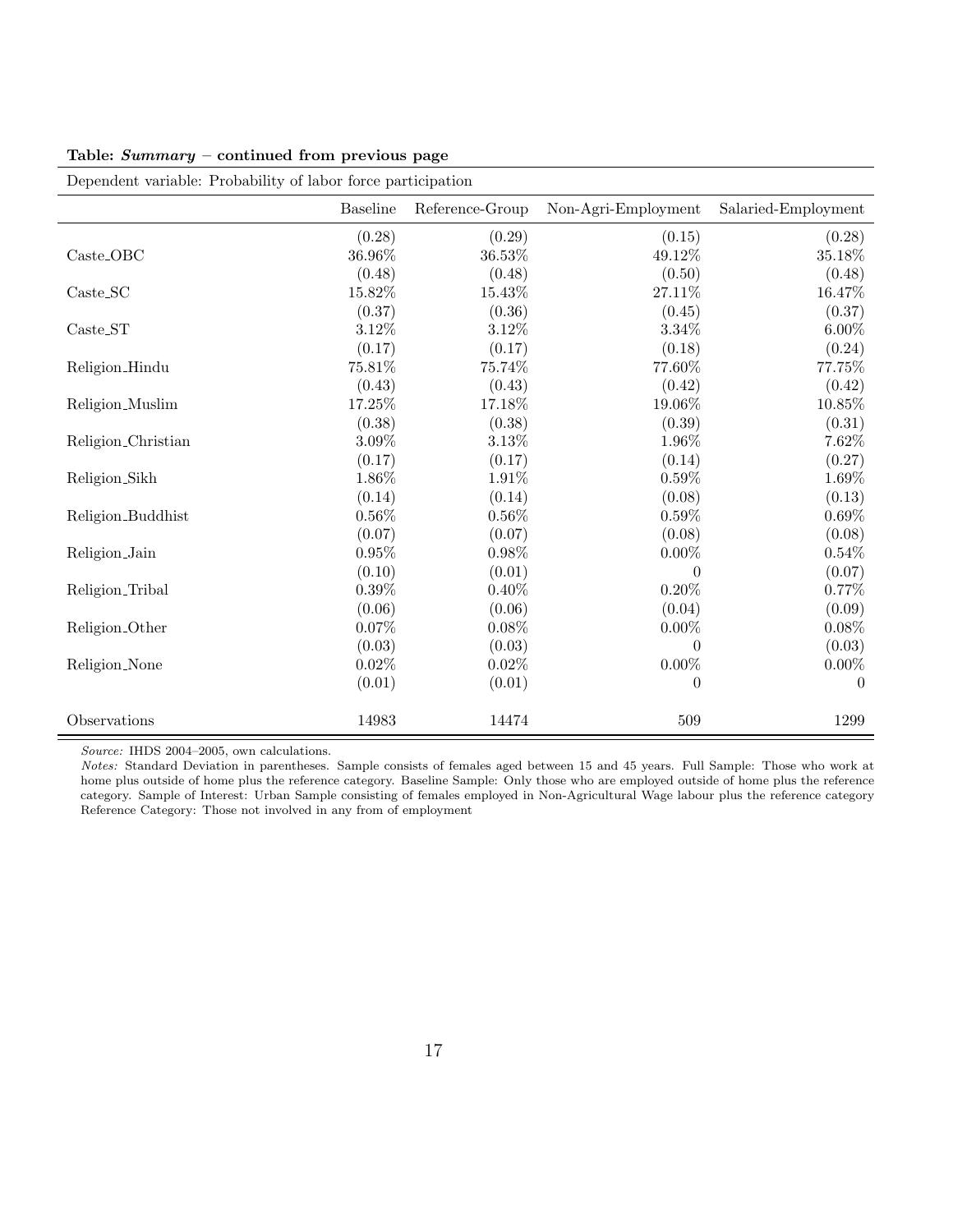**Table: *Summary* – continued from previous page**

| Dependent variable: Probability of labor force participation | | | | |
|---|---|---|---|---|
| | Baseline | Reference-Group | Non-Agri-Employment | Salaried-Employment |
| | (0.28) | (0.29) | (0.15) | (0.28) |
| Caste_OBC | 36.96% | 36.53% | 49.12% | 35.18% |
| | (0.48) | (0.48) | (0.50) | (0.48) |
| Caste_SC | 15.82% | 15.43% | 27.11% | 16.47% |
| | (0.37) | (0.36) | (0.45) | (0.37) |
| Caste_ST | 3.12% | 3.12% | 3.34% | 6.00% |
| | (0.17) | (0.17) | (0.18) | (0.24) |
| Religion_Hindu | 75.81% | 75.74% | 77.60% | 77.75% |
| | (0.43) | (0.43) | (0.42) | (0.42) |
| Religion_Muslim | 17.25% | 17.18% | 19.06% | 10.85% |
| | (0.38) | (0.38) | (0.39) | (0.31) |
| Religion_Christian | 3.09% | 3.13% | 1.96% | 7.62% |
| | (0.17) | (0.17) | (0.14) | (0.27) |
| Religion_Sikh | 1.86% | 1.91% | 0.59% | 1.69% |
| | (0.14) | (0.14) | (0.08) | (0.13) |
| Religion_Buddhist | 0.56% | 0.56% | 0.59% | 0.69% |
| | (0.07) | (0.07) | (0.08) | (0.08) |
| Religion_Jain | 0.95% | 0.98% | 0.00% | 0.54% |
| | (0.10) | (0.01) | 0 | (0.07) |
| Religion_Tribal | 0.39% | 0.40% | 0.20% | 0.77% |
| | (0.06) | (0.06) | (0.04) | (0.09) |
| Religion_Other | 0.07% | 0.08% | 0.00% | 0.08% |
| | (0.03) | (0.03) | 0 | (0.03) |
| Religion_None | 0.02% | 0.02% | 0.00% | 0.00% |
| | (0.01) | (0.01) | 0 | 0 |
| Observations | 14983 | 14474 | 509 | 1299 |

*Source:* IHDS 2004–2005, own calculations.
*Notes:* Standard Deviation in parentheses. Sample consists of females aged between 15 and 45 years. Full Sample: Those who work at home plus outside of home plus the reference category. Baseline Sample: Only those who are employed outside of home plus the reference category. Sample of Interest: Urban Sample consisting of females employed in Non-Agricultural Wage labour plus the reference category Reference Category: Those not involved in any from of employment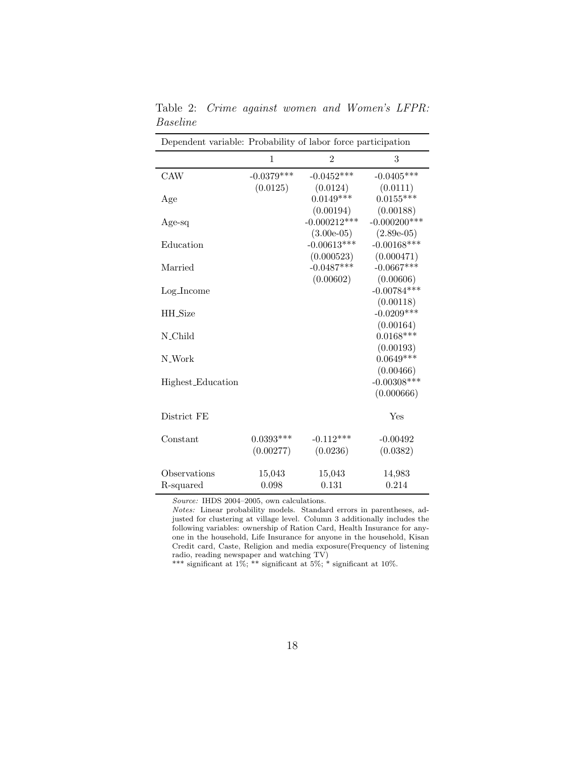Table 2: *Crime against women and Women's LFPR: Baseline*

| Dependent variable: Probability of labor force participation | | | |
|---|---|---|---|
| | 1 | 2 | 3 |
| CAW | -0.0379*** | -0.0452*** | -0.0405*** |
| | (0.0125) | (0.0124) | (0.0111) |
| Age | | 0.0149*** | 0.0155*** |
| | | (0.00194) | (0.00188) |
| Age-sq | | -0.000212*** | -0.000200*** |
| | | (3.00e-05) | (2.89e-05) |
| Education | | -0.00613*** | -0.00168*** |
| | | (0.000523) | (0.000471) |
| Married | | -0.0487*** | -0.0667*** |
| | | (0.00602) | (0.00606) |
| Log_Income | | | -0.00784*** |
| | | | (0.00118) |
| HH_Size | | | -0.0209*** |
| | | | (0.00164) |
| N_Child | | | 0.0168*** |
| | | | (0.00193) |
| N_Work | | | 0.0649*** |
| | | | (0.00466) |
| Highest_Education | | | -0.00308*** |
| | | | (0.000666) |
| District FE | | | Yes |
| Constant | 0.0393*** | -0.112*** | -0.00492 |
| | (0.00277) | (0.0236) | (0.0382) |
| Observations | 15,043 | 15,043 | 14,983 |
| R-squared | 0.098 | 0.131 | 0.214 |

*Source:* IHDS 2004–2005, own calculations.

*Notes:* Linear probability models. Standard errors in parentheses, adjusted for clustering at village level. Column 3 additionally includes the following variables: ownership of Ration Card, Health Insurance for anyone in the household, Life Insurance for anyone in the household, Kisan Credit card, Caste, Religion and media exposure(Frequency of listening radio, reading newspaper and watching TV)

*** significant at 1%; ** significant at 5%; * significant at 10%.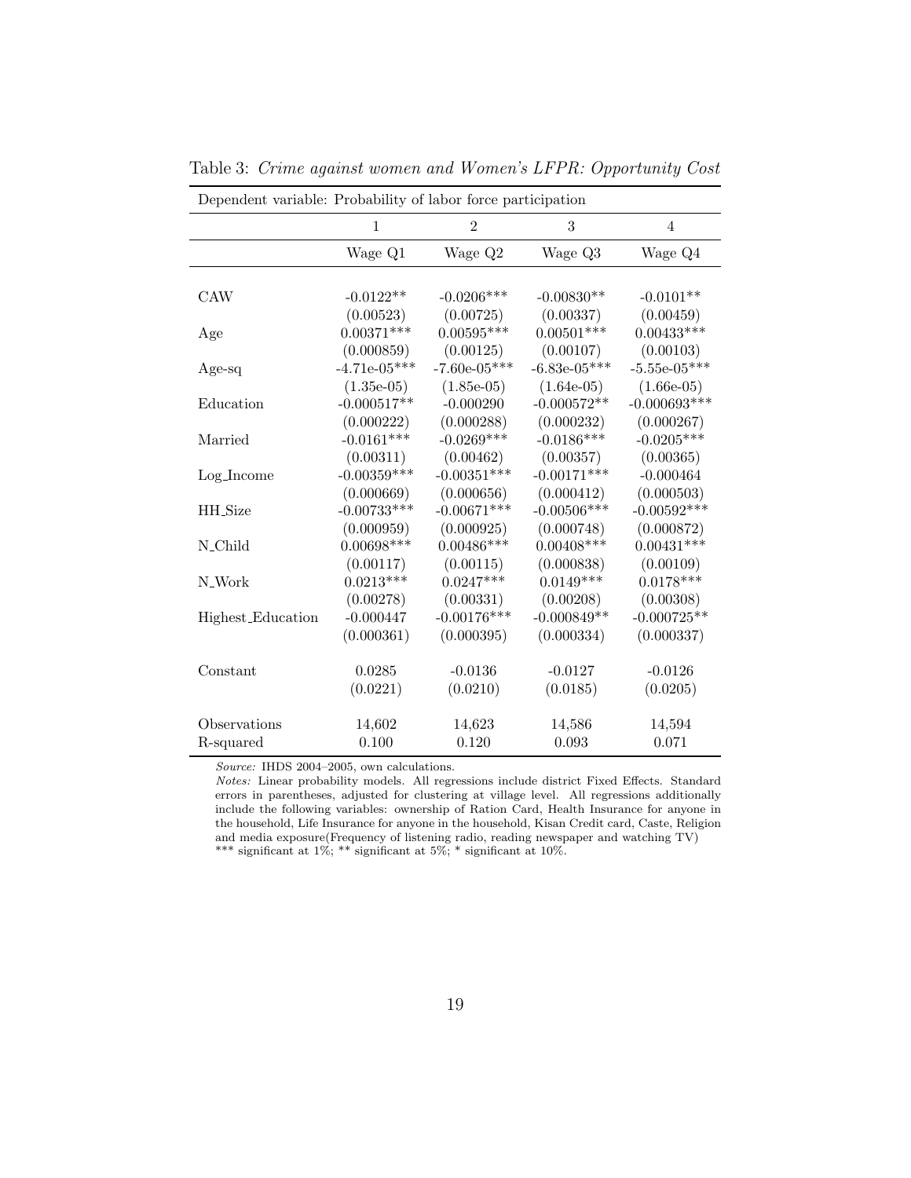Table 3: *Crime against women and Women's LFPR: Opportunity Cost*

| Dependent variable: Probability of labor force participation | | | | |
|---|---|---|---|---|
| | 1 | 2 | 3 | 4 |
| | Wage Q1 | Wage Q2 | Wage Q3 | Wage Q4 |
| CAW | -0.0122** | -0.0206*** | -0.00830** | -0.0101** |
| | (0.00523) | (0.00725) | (0.00337) | (0.00459) |
| Age | 0.00371*** | 0.00595*** | 0.00501*** | 0.00433*** |
| | (0.000859) | (0.00125) | (0.00107) | (0.00103) |
| Age-sq | -4.71e-05*** | -7.60e-05*** | -6.83e-05*** | -5.55e-05*** |
| | (1.35e-05) | (1.85e-05) | (1.64e-05) | (1.66e-05) |
| Education | -0.000517** | -0.000290 | -0.000572** | -0.000693*** |
| | (0.000222) | (0.000288) | (0.000232) | (0.000267) |
| Married | -0.0161*** | -0.0269*** | -0.0186*** | -0.0205*** |
| | (0.00311) | (0.00462) | (0.00357) | (0.00365) |
| Log_Income | -0.00359*** | -0.00351*** | -0.00171*** | -0.000464 |
| | (0.000669) | (0.000656) | (0.000412) | (0.000503) |
| HH_Size | -0.00733*** | -0.00671*** | -0.00506*** | -0.00592*** |
| | (0.000959) | (0.000925) | (0.000748) | (0.000872) |
| N_Child | 0.00698*** | 0.00486*** | 0.00408*** | 0.00431*** |
| | (0.00117) | (0.00115) | (0.000838) | (0.00109) |
| N_Work | 0.0213*** | 0.0247*** | 0.0149*** | 0.0178*** |
| | (0.00278) | (0.00331) | (0.00208) | (0.00308) |
| Highest_Education | -0.000447 | -0.00176*** | -0.000849** | -0.000725** |
| | (0.000361) | (0.000395) | (0.000334) | (0.000337) |
| Constant | 0.0285 | -0.0136 | -0.0127 | -0.0126 |
| | (0.0221) | (0.0210) | (0.0185) | (0.0205) |
| Observations | 14,602 | 14,623 | 14,586 | 14,594 |
| R-squared | 0.100 | 0.120 | 0.093 | 0.071 |

*Source:* IHDS 2004–2005, own calculations.

*Notes:* Linear probability models. All regressions include district Fixed Effects. Standard errors in parentheses, adjusted for clustering at village level. All regressions additionally include the following variables: ownership of Ration Card, Health Insurance for anyone in the household, Life Insurance for anyone in the household, Kisan Credit card, Caste, Religion and media exposure(Frequency of listening radio, reading newspaper and watching TV)

*** significant at 1%; ** significant at 5%; * significant at 10%.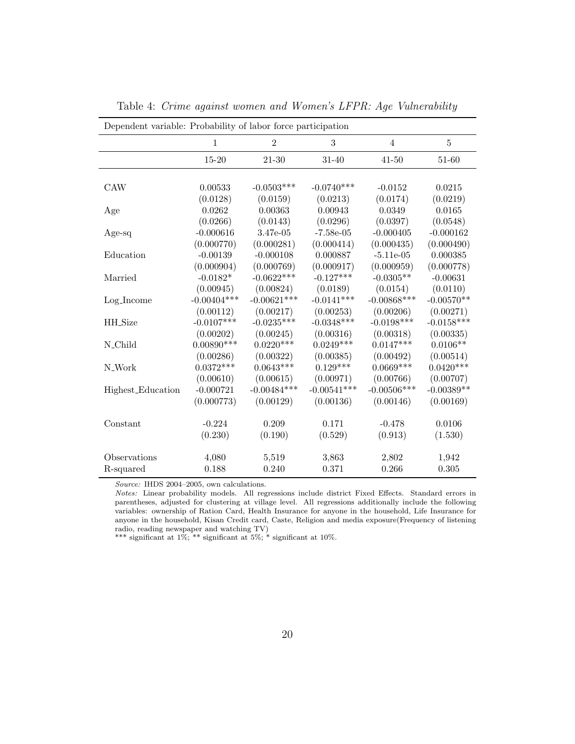Table 4: *Crime against women and Women's LFPR: Age Vulnerability*

| Dependent variable: Probability of labor force participation | | | | | |
|---|---|---|---|---|---|
| | 1 | 2 | 3 | 4 | 5 |
| | 15-20 | 21-30 | 31-40 | 41-50 | 51-60 |
| CAW | 0.00533 | -0.0503*** | -0.0740*** | -0.0152 | 0.0215 |
| | (0.0128) | (0.0159) | (0.0213) | (0.0174) | (0.0219) |
| Age | 0.0262 | 0.00363 | 0.00943 | 0.0349 | 0.0165 |
| | (0.0266) | (0.0143) | (0.0296) | (0.0397) | (0.0548) |
| Age-sq | -0.000616 | 3.47e-05 | -7.58e-05 | -0.000405 | -0.000162 |
| | (0.000770) | (0.000281) | (0.000414) | (0.000435) | (0.000490) |
| Education | -0.00139 | -0.000108 | 0.000887 | -5.11e-05 | 0.000385 |
| | (0.000904) | (0.000769) | (0.000917) | (0.000959) | (0.000778) |
| Married | -0.0182* | -0.0622*** | -0.127*** | -0.0305** | -0.00631 |
| | (0.00945) | (0.00824) | (0.0189) | (0.0154) | (0.0110) |
| Log_Income | -0.00404*** | -0.00621*** | -0.0141*** | -0.00868*** | -0.00570** |
| | (0.00112) | (0.00217) | (0.00253) | (0.00206) | (0.00271) |
| HH_Size | -0.0107*** | -0.0235*** | -0.0348*** | -0.0198*** | -0.0158*** |
| | (0.00202) | (0.00245) | (0.00316) | (0.00318) | (0.00335) |
| N_Child | 0.00890*** | 0.0220*** | 0.0249*** | 0.0147*** | 0.0106** |
| | (0.00286) | (0.00322) | (0.00385) | (0.00492) | (0.00514) |
| N_Work | 0.0372*** | 0.0643*** | 0.129*** | 0.0669*** | 0.0420*** |
| | (0.00610) | (0.00615) | (0.00971) | (0.00766) | (0.00707) |
| Highest_Education | -0.000721 | -0.00484*** | -0.00541*** | -0.00506*** | -0.00389** |
| | (0.000773) | (0.00129) | (0.00136) | (0.00146) | (0.00169) |
| Constant | -0.224 | 0.209 | 0.171 | -0.478 | 0.0106 |
| | (0.230) | (0.190) | (0.529) | (0.913) | (1.530) |
| Observations | 4,080 | 5,519 | 3,863 | 2,802 | 1,942 |
| R-squared | 0.188 | 0.240 | 0.371 | 0.266 | 0.305 |

*Source:* IHDS 2004–2005, own calculations.

*Notes:* Linear probability models. All regressions include district Fixed Effects. Standard errors in parentheses, adjusted for clustering at village level. All regressions additionally include the following variables: ownership of Ration Card, Health Insurance for anyone in the household, Life Insurance for anyone in the household, Kisan Credit card, Caste, Religion and media exposure(Frequency of listening radio, reading newspaper and watching TV)

*** significant at 1%; ** significant at 5%; * significant at 10%.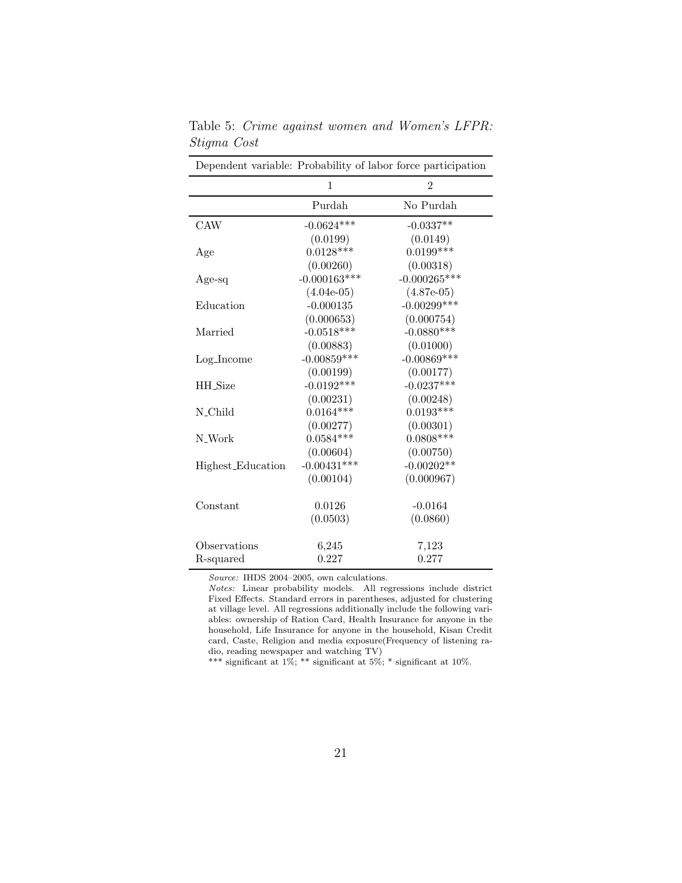Table 5: *Crime against women and Women's LFPR: Stigma Cost*

| Dependent variable: Probability of labor force participation | | |
|---|---|---|
| | 1 | 2 |
| | Purdah | No Purdah |
| CAW | -0.0624*** | -0.0337** |
| | (0.0199) | (0.0149) |
| Age | 0.0128*** | 0.0199*** |
| | (0.00260) | (0.00318) |
| Age-sq | -0.000163*** | -0.000265*** |
| | (4.04e-05) | (4.87e-05) |
| Education | -0.000135 | -0.00299*** |
| | (0.000653) | (0.000754) |
| Married | -0.0518*** | -0.0880*** |
| | (0.00883) | (0.01000) |
| Log_Income | -0.00859*** | -0.00869*** |
| | (0.00199) | (0.00177) |
| HH_Size | -0.0192*** | -0.0237*** |
| | (0.00231) | (0.00248) |
| N_Child | 0.0164*** | 0.0193*** |
| | (0.00277) | (0.00301) |
| N_Work | 0.0584*** | 0.0808*** |
| | (0.00604) | (0.00750) |
| Highest_Education | -0.00431*** | -0.00202** |
| | (0.00104) | (0.000967) |
| Constant | 0.0126 | -0.0164 |
| | (0.0503) | (0.0860) |
| Observations | 6,245 | 7,123 |
| R-squared | 0.227 | 0.277 |

*Source:* IHDS 2004–2005, own calculations.

*Notes:* Linear probability models. All regressions include district Fixed Effects. Standard errors in parentheses, adjusted for clustering at village level. All regressions additionally include the following variables: ownership of Ration Card, Health Insurance for anyone in the household, Life Insurance for anyone in the household, Kisan Credit card, Caste, Religion and media exposure(Frequency of listening radio, reading newspaper and watching TV)

*** significant at 1%; ** significant at 5%; * significant at 10%.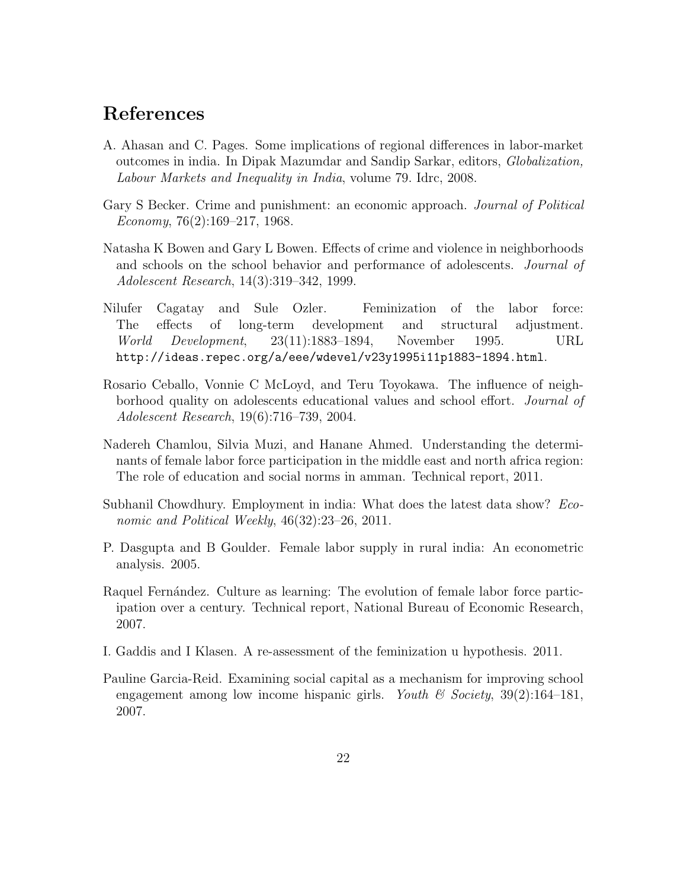# References

A. Ahasan and C. Pages. Some implications of regional differences in labor-market outcomes in india. In Dipak Mazumdar and Sandip Sarkar, editors, *Globalization, Labour Markets and Inequality in India*, volume 79. Idrc, 2008.

Gary S Becker. Crime and punishment: an economic approach. *Journal of Political Economy*, 76(2):169–217, 1968.

Natasha K Bowen and Gary L Bowen. Effects of crime and violence in neighborhoods and schools on the school behavior and performance of adolescents. *Journal of Adolescent Research*, 14(3):319–342, 1999.

Nilufer Cagatay and Sule Ozler. Feminization of the labor force: The effects of long-term development and structural adjustment. *World Development*, 23(11):1883–1894, November 1995. URL `http://ideas.repec.org/a/eee/wdevel/v23y1995i11p1883-1894.html`.

Rosario Ceballo, Vonnie C McLoyd, and Teru Toyokawa. The influence of neighborhood quality on adolescents educational values and school effort. *Journal of Adolescent Research*, 19(6):716–739, 2004.

Nadereh Chamlou, Silvia Muzi, and Hanane Ahmed. Understanding the determinants of female labor force participation in the middle east and north africa region: The role of education and social norms in amman. Technical report, 2011.

Subhanil Chowdhury. Employment in india: What does the latest data show? *Economic and Political Weekly*, 46(32):23–26, 2011.

P. Dasgupta and B Goulder. Female labor supply in rural india: An econometric analysis. 2005.

Raquel Fernández. Culture as learning: The evolution of female labor force participation over a century. Technical report, National Bureau of Economic Research, 2007.

I. Gaddis and I Klasen. A re-assessment of the feminization u hypothesis. 2011.

Pauline Garcia-Reid. Examining social capital as a mechanism for improving school engagement among low income hispanic girls. *Youth & Society*, 39(2):164–181, 2007.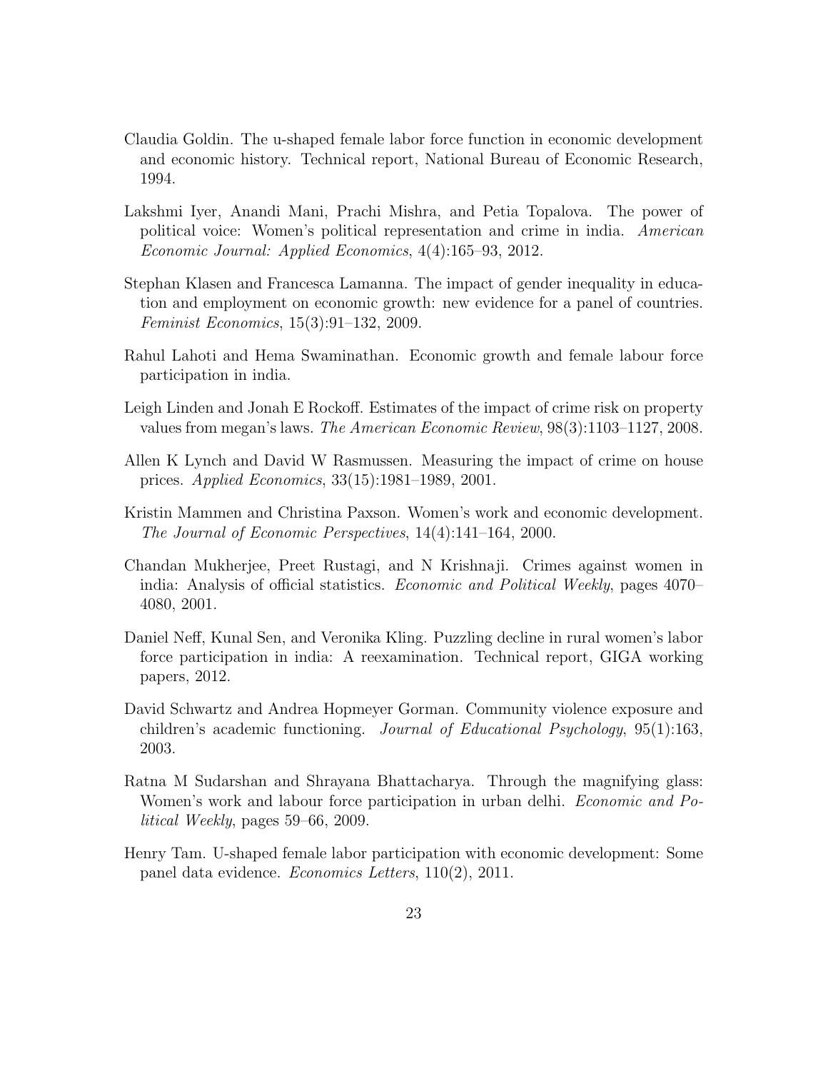Claudia Goldin. The u-shaped female labor force function in economic development and economic history. Technical report, National Bureau of Economic Research, 1994.

Lakshmi Iyer, Anandi Mani, Prachi Mishra, and Petia Topalova. The power of political voice: Women's political representation and crime in india. *American Economic Journal: Applied Economics*, 4(4):165–93, 2012.

Stephan Klasen and Francesca Lamanna. The impact of gender inequality in education and employment on economic growth: new evidence for a panel of countries. *Feminist Economics*, 15(3):91–132, 2009.

Rahul Lahoti and Hema Swaminathan. Economic growth and female labour force participation in india.

Leigh Linden and Jonah E Rockoff. Estimates of the impact of crime risk on property values from megan's laws. *The American Economic Review*, 98(3):1103–1127, 2008.

Allen K Lynch and David W Rasmussen. Measuring the impact of crime on house prices. *Applied Economics*, 33(15):1981–1989, 2001.

Kristin Mammen and Christina Paxson. Women's work and economic development. *The Journal of Economic Perspectives*, 14(4):141–164, 2000.

Chandan Mukherjee, Preet Rustagi, and N Krishnaji. Crimes against women in india: Analysis of official statistics. *Economic and Political Weekly*, pages 4070–4080, 2001.

Daniel Neff, Kunal Sen, and Veronika Kling. Puzzling decline in rural women's labor force participation in india: A reexamination. Technical report, GIGA working papers, 2012.

David Schwartz and Andrea Hopmeyer Gorman. Community violence exposure and children's academic functioning. *Journal of Educational Psychology*, 95(1):163, 2003.

Ratna M Sudarshan and Shrayana Bhattacharya. Through the magnifying glass: Women's work and labour force participation in urban delhi. *Economic and Political Weekly*, pages 59–66, 2009.

Henry Tam. U-shaped female labor participation with economic development: Some panel data evidence. *Economics Letters*, 110(2), 2011.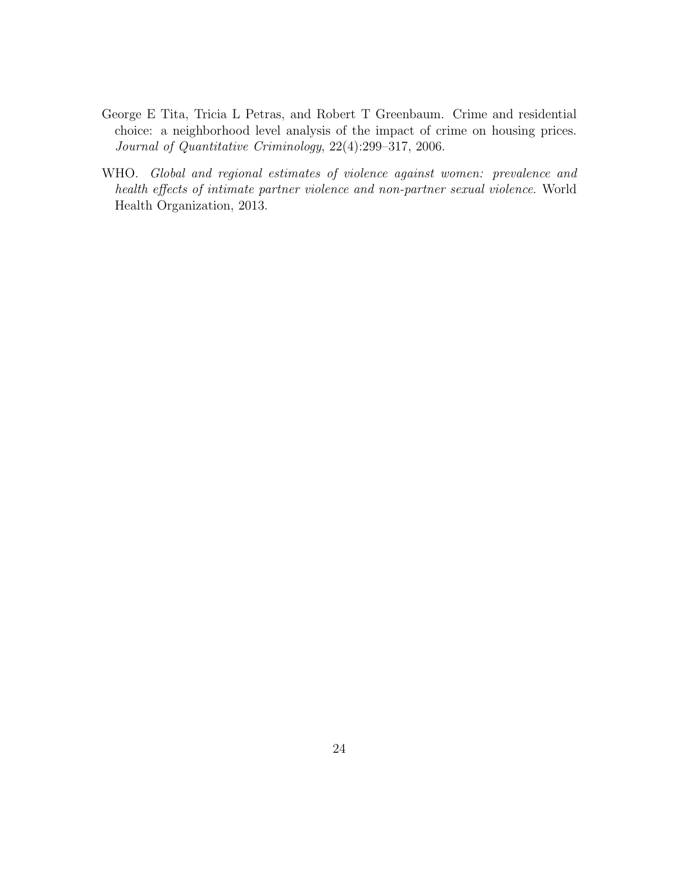George E Tita, Tricia L Petras, and Robert T Greenbaum. Crime and residential choice: a neighborhood level analysis of the impact of crime on housing prices. *Journal of Quantitative Criminology*, 22(4):299–317, 2006.

WHO. *Global and regional estimates of violence against women: prevalence and health effects of intimate partner violence and non-partner sexual violence*. World Health Organization, 2013.